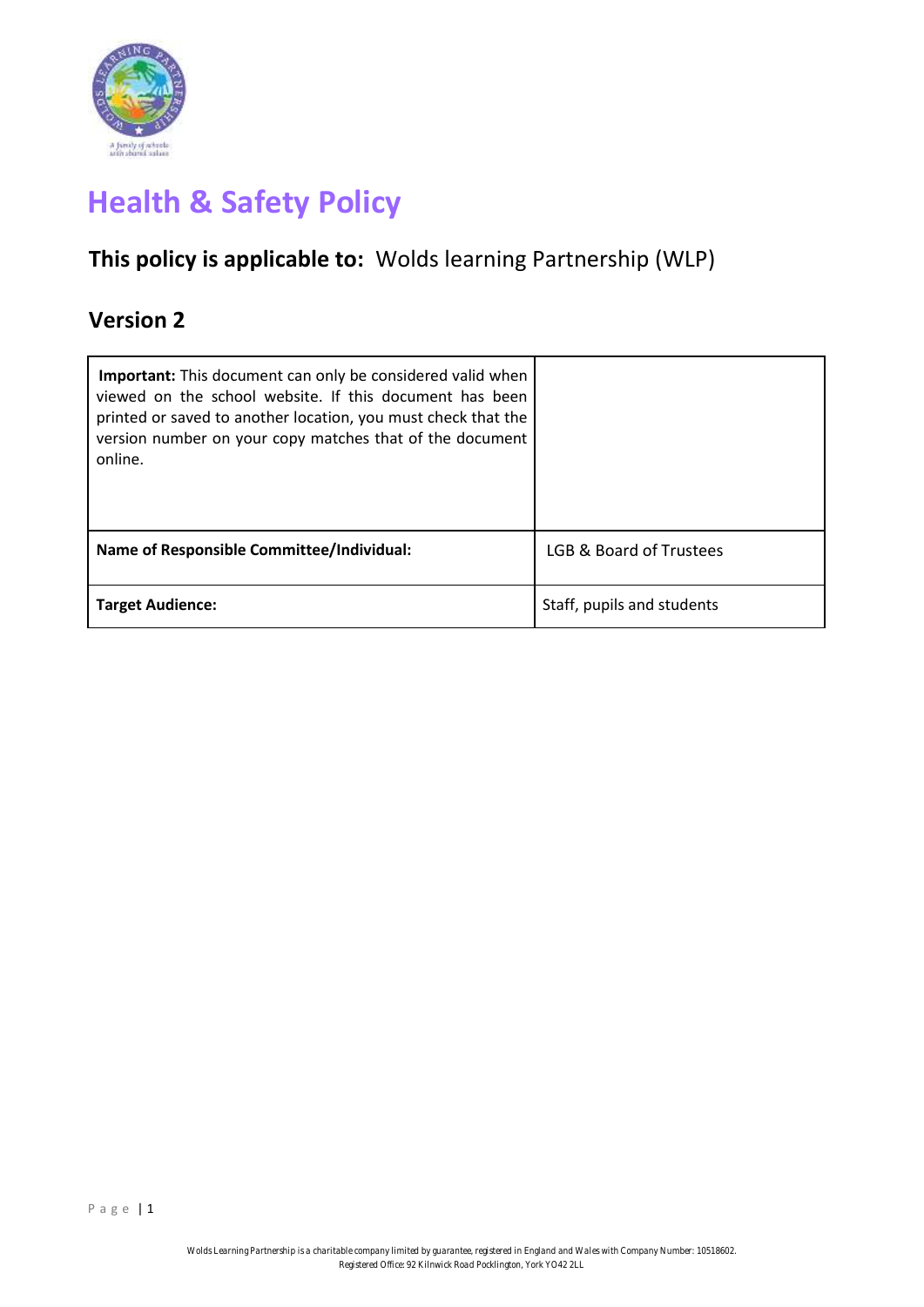# Health & Safety Policy

## This policy is applicable to: Wolds learning Partnership (WLP)

## Version 2

| **Important:** This document can only be considered valid when viewed on the school website. If this document has been printed or saved to another location, you must check that the version number on your copy matches that of the document online. | |
|---|---|
| **Name of Responsible Committee/Individual:** | LGB & Board of Trustees |
| **Target Audience:** | Staff, pupils and students |

Wolds Learning Partnership is a charitable company limited by guarantee, registered in England and Wales with Company Number: 10518602.
Registered Office: 92 Kilnwick Road Pocklington, York YO42 2LL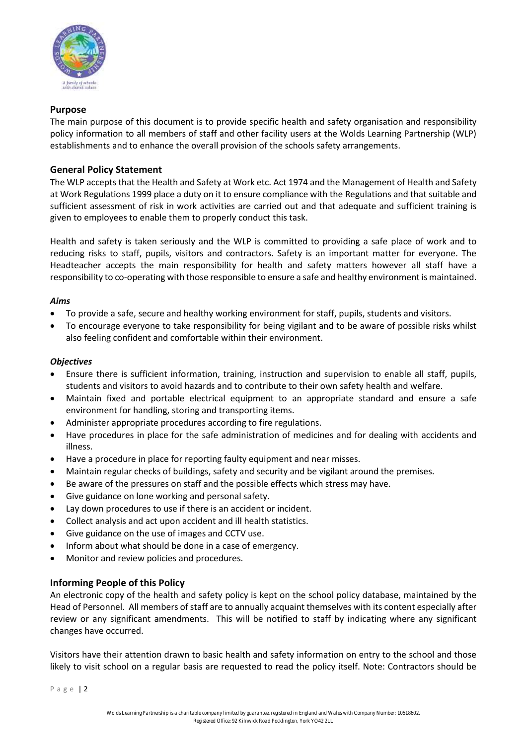## Purpose

The main purpose of this document is to provide specific health and safety organisation and responsibility policy information to all members of staff and other facility users at the Wolds Learning Partnership (WLP) establishments and to enhance the overall provision of the schools safety arrangements.

## General Policy Statement

The WLP accepts that the Health and Safety at Work etc. Act 1974 and the Management of Health and Safety at Work Regulations 1999 place a duty on it to ensure compliance with the Regulations and that suitable and sufficient assessment of risk in work activities are carried out and that adequate and sufficient training is given to employees to enable them to properly conduct this task.

Health and safety is taken seriously and the WLP is committed to providing a safe place of work and to reducing risks to staff, pupils, visitors and contractors. Safety is an important matter for everyone. The Headteacher accepts the main responsibility for health and safety matters however all staff have a responsibility to co-operating with those responsible to ensure a safe and healthy environment is maintained.

### *Aims*

- To provide a safe, secure and healthy working environment for staff, pupils, students and visitors.
- To encourage everyone to take responsibility for being vigilant and to be aware of possible risks whilst also feeling confident and comfortable within their environment.

### *Objectives*

- Ensure there is sufficient information, training, instruction and supervision to enable all staff, pupils, students and visitors to avoid hazards and to contribute to their own safety health and welfare.
- Maintain fixed and portable electrical equipment to an appropriate standard and ensure a safe environment for handling, storing and transporting items.
- Administer appropriate procedures according to fire regulations.
- Have procedures in place for the safe administration of medicines and for dealing with accidents and illness.
- Have a procedure in place for reporting faulty equipment and near misses.
- Maintain regular checks of buildings, safety and security and be vigilant around the premises.
- Be aware of the pressures on staff and the possible effects which stress may have.
- Give guidance on lone working and personal safety.
- Lay down procedures to use if there is an accident or incident.
- Collect analysis and act upon accident and ill health statistics.
- Give guidance on the use of images and CCTV use.
- Inform about what should be done in a case of emergency.
- Monitor and review policies and procedures.

## Informing People of this Policy

An electronic copy of the health and safety policy is kept on the school policy database, maintained by the Head of Personnel. All members of staff are to annually acquaint themselves with its content especially after review or any significant amendments. This will be notified to staff by indicating where any significant changes have occurred.

Visitors have their attention drawn to basic health and safety information on entry to the school and those likely to visit school on a regular basis are requested to read the policy itself. Note: Contractors should be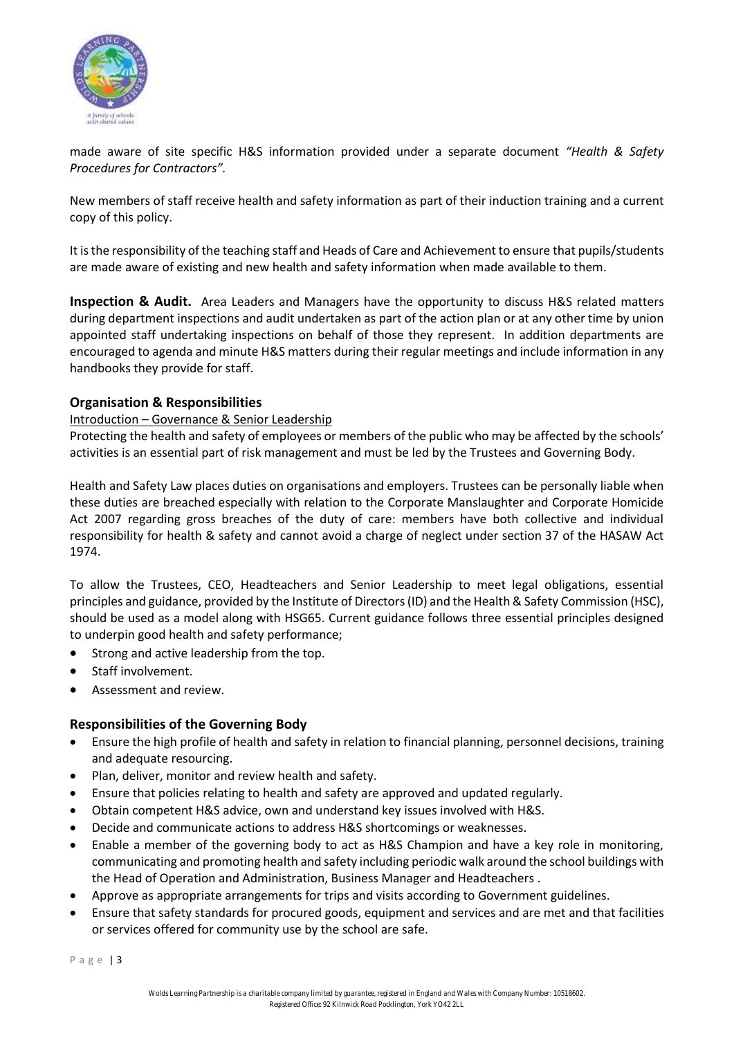made aware of site specific H&S information provided under a separate document *"Health & Safety Procedures for Contractors".*

New members of staff receive health and safety information as part of their induction training and a current copy of this policy.

It is the responsibility of the teaching staff and Heads of Care and Achievement to ensure that pupils/students are made aware of existing and new health and safety information when made available to them.

**Inspection & Audit.** Area Leaders and Managers have the opportunity to discuss H&S related matters during department inspections and audit undertaken as part of the action plan or at any other time by union appointed staff undertaking inspections on behalf of those they represent. In addition departments are encouraged to agenda and minute H&S matters during their regular meetings and include information in any handbooks they provide for staff.

### Organisation & Responsibilities

Introduction – Governance & Senior Leadership

Protecting the health and safety of employees or members of the public who may be affected by the schools' activities is an essential part of risk management and must be led by the Trustees and Governing Body.

Health and Safety Law places duties on organisations and employers. Trustees can be personally liable when these duties are breached especially with relation to the Corporate Manslaughter and Corporate Homicide Act 2007 regarding gross breaches of the duty of care: members have both collective and individual responsibility for health & safety and cannot avoid a charge of neglect under section 37 of the HASAW Act 1974.

To allow the Trustees, CEO, Headteachers and Senior Leadership to meet legal obligations, essential principles and guidance, provided by the Institute of Directors (ID) and the Health & Safety Commission (HSC), should be used as a model along with HSG65. Current guidance follows three essential principles designed to underpin good health and safety performance;

- Strong and active leadership from the top.
- Staff involvement.
- Assessment and review.

### Responsibilities of the Governing Body

- Ensure the high profile of health and safety in relation to financial planning, personnel decisions, training and adequate resourcing.
- Plan, deliver, monitor and review health and safety.
- Ensure that policies relating to health and safety are approved and updated regularly.
- Obtain competent H&S advice, own and understand key issues involved with H&S.
- Decide and communicate actions to address H&S shortcomings or weaknesses.
- Enable a member of the governing body to act as H&S Champion and have a key role in monitoring, communicating and promoting health and safety including periodic walk around the school buildings with the Head of Operation and Administration, Business Manager and Headteachers .
- Approve as appropriate arrangements for trips and visits according to Government guidelines.
- Ensure that safety standards for procured goods, equipment and services and are met and that facilities or services offered for community use by the school are safe.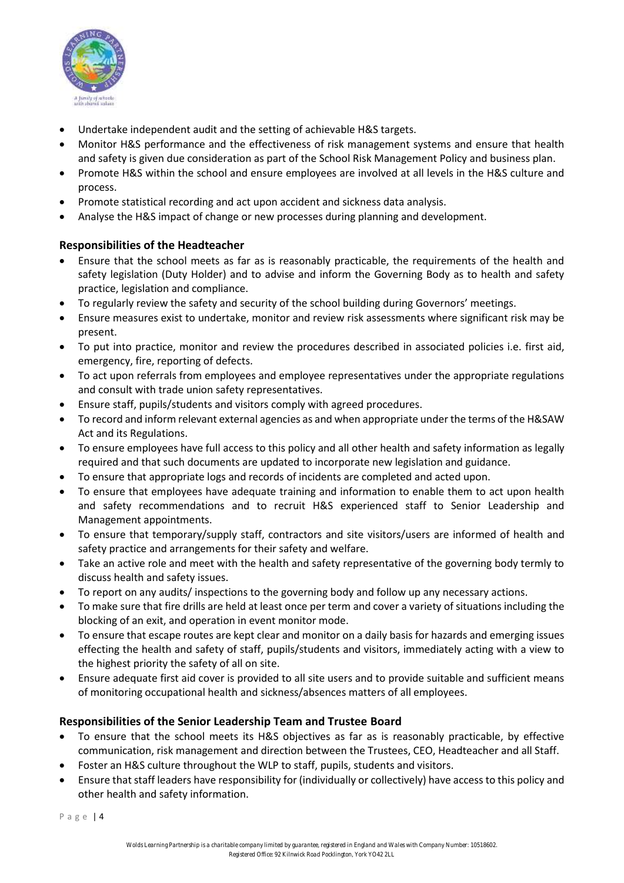- Undertake independent audit and the setting of achievable H&S targets.
- Monitor H&S performance and the effectiveness of risk management systems and ensure that health and safety is given due consideration as part of the School Risk Management Policy and business plan.
- Promote H&S within the school and ensure employees are involved at all levels in the H&S culture and process.
- Promote statistical recording and act upon accident and sickness data analysis.
- Analyse the H&S impact of change or new processes during planning and development.

### Responsibilities of the Headteacher

- Ensure that the school meets as far as is reasonably practicable, the requirements of the health and safety legislation (Duty Holder) and to advise and inform the Governing Body as to health and safety practice, legislation and compliance.
- To regularly review the safety and security of the school building during Governors' meetings.
- Ensure measures exist to undertake, monitor and review risk assessments where significant risk may be present.
- To put into practice, monitor and review the procedures described in associated policies i.e. first aid, emergency, fire, reporting of defects.
- To act upon referrals from employees and employee representatives under the appropriate regulations and consult with trade union safety representatives.
- Ensure staff, pupils/students and visitors comply with agreed procedures.
- To record and inform relevant external agencies as and when appropriate under the terms of the H&SAW Act and its Regulations.
- To ensure employees have full access to this policy and all other health and safety information as legally required and that such documents are updated to incorporate new legislation and guidance.
- To ensure that appropriate logs and records of incidents are completed and acted upon.
- To ensure that employees have adequate training and information to enable them to act upon health and safety recommendations and to recruit H&S experienced staff to Senior Leadership and Management appointments.
- To ensure that temporary/supply staff, contractors and site visitors/users are informed of health and safety practice and arrangements for their safety and welfare.
- Take an active role and meet with the health and safety representative of the governing body termly to discuss health and safety issues.
- To report on any audits/ inspections to the governing body and follow up any necessary actions.
- To make sure that fire drills are held at least once per term and cover a variety of situations including the blocking of an exit, and operation in event monitor mode.
- To ensure that escape routes are kept clear and monitor on a daily basis for hazards and emerging issues effecting the health and safety of staff, pupils/students and visitors, immediately acting with a view to the highest priority the safety of all on site.
- Ensure adequate first aid cover is provided to all site users and to provide suitable and sufficient means of monitoring occupational health and sickness/absences matters of all employees.

### Responsibilities of the Senior Leadership Team and Trustee Board

- To ensure that the school meets its H&S objectives as far as is reasonably practicable, by effective communication, risk management and direction between the Trustees, CEO, Headteacher and all Staff.
- Foster an H&S culture throughout the WLP to staff, pupils, students and visitors.
- Ensure that staff leaders have responsibility for (individually or collectively) have access to this policy and other health and safety information.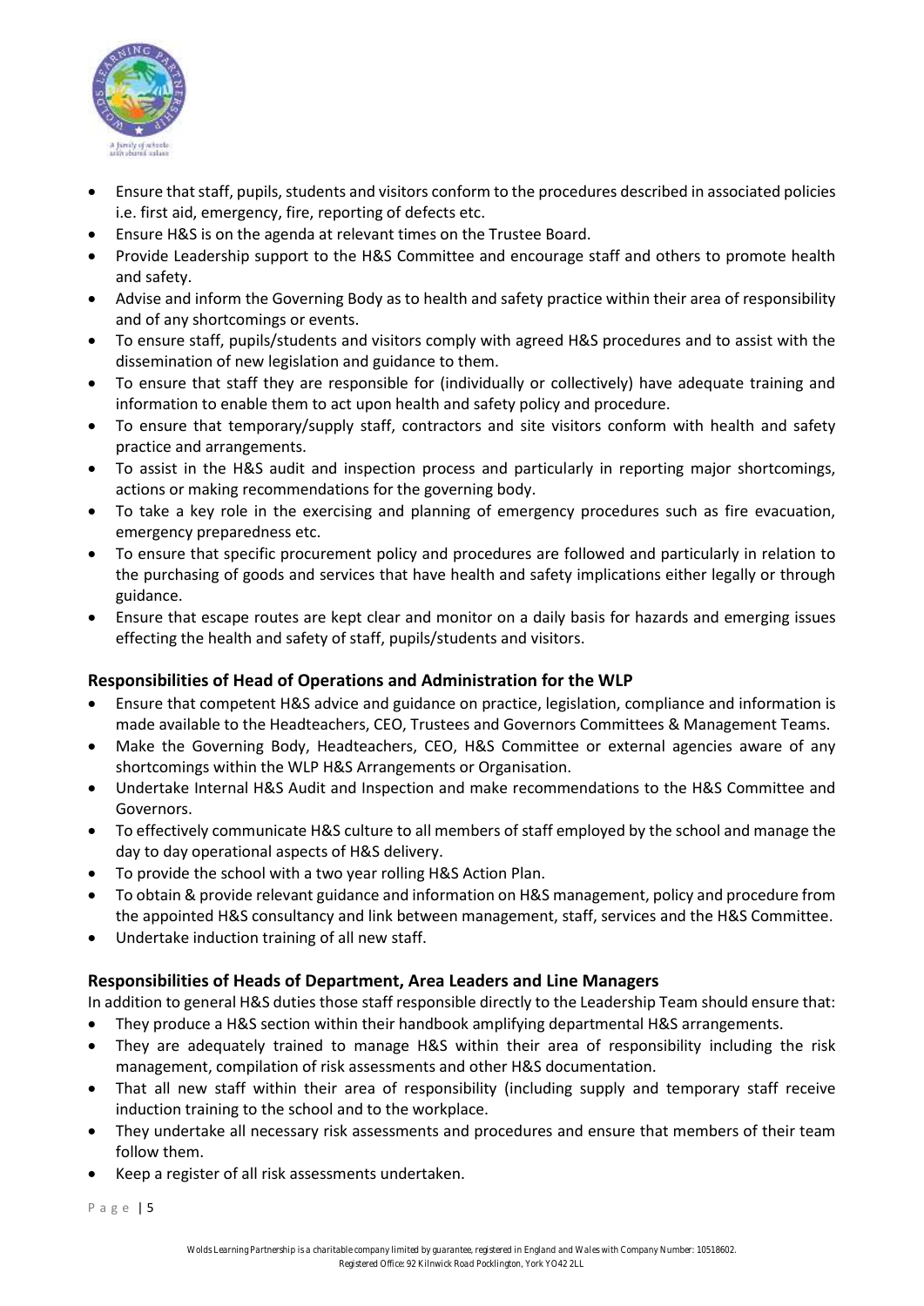- Ensure that staff, pupils, students and visitors conform to the procedures described in associated policies i.e. first aid, emergency, fire, reporting of defects etc.
- Ensure H&S is on the agenda at relevant times on the Trustee Board.
- Provide Leadership support to the H&S Committee and encourage staff and others to promote health and safety.
- Advise and inform the Governing Body as to health and safety practice within their area of responsibility and of any shortcomings or events.
- To ensure staff, pupils/students and visitors comply with agreed H&S procedures and to assist with the dissemination of new legislation and guidance to them.
- To ensure that staff they are responsible for (individually or collectively) have adequate training and information to enable them to act upon health and safety policy and procedure.
- To ensure that temporary/supply staff, contractors and site visitors conform with health and safety practice and arrangements.
- To assist in the H&S audit and inspection process and particularly in reporting major shortcomings, actions or making recommendations for the governing body.
- To take a key role in the exercising and planning of emergency procedures such as fire evacuation, emergency preparedness etc.
- To ensure that specific procurement policy and procedures are followed and particularly in relation to the purchasing of goods and services that have health and safety implications either legally or through guidance.
- Ensure that escape routes are kept clear and monitor on a daily basis for hazards and emerging issues effecting the health and safety of staff, pupils/students and visitors.

### Responsibilities of Head of Operations and Administration for the WLP

- Ensure that competent H&S advice and guidance on practice, legislation, compliance and information is made available to the Headteachers, CEO, Trustees and Governors Committees & Management Teams.
- Make the Governing Body, Headteachers, CEO, H&S Committee or external agencies aware of any shortcomings within the WLP H&S Arrangements or Organisation.
- Undertake Internal H&S Audit and Inspection and make recommendations to the H&S Committee and Governors.
- To effectively communicate H&S culture to all members of staff employed by the school and manage the day to day operational aspects of H&S delivery.
- To provide the school with a two year rolling H&S Action Plan.
- To obtain & provide relevant guidance and information on H&S management, policy and procedure from the appointed H&S consultancy and link between management, staff, services and the H&S Committee.
- Undertake induction training of all new staff.

### Responsibilities of Heads of Department, Area Leaders and Line Managers

In addition to general H&S duties those staff responsible directly to the Leadership Team should ensure that:

- They produce a H&S section within their handbook amplifying departmental H&S arrangements.
- They are adequately trained to manage H&S within their area of responsibility including the risk management, compilation of risk assessments and other H&S documentation.
- That all new staff within their area of responsibility (including supply and temporary staff receive induction training to the school and to the workplace.
- They undertake all necessary risk assessments and procedures and ensure that members of their team follow them.
- Keep a register of all risk assessments undertaken.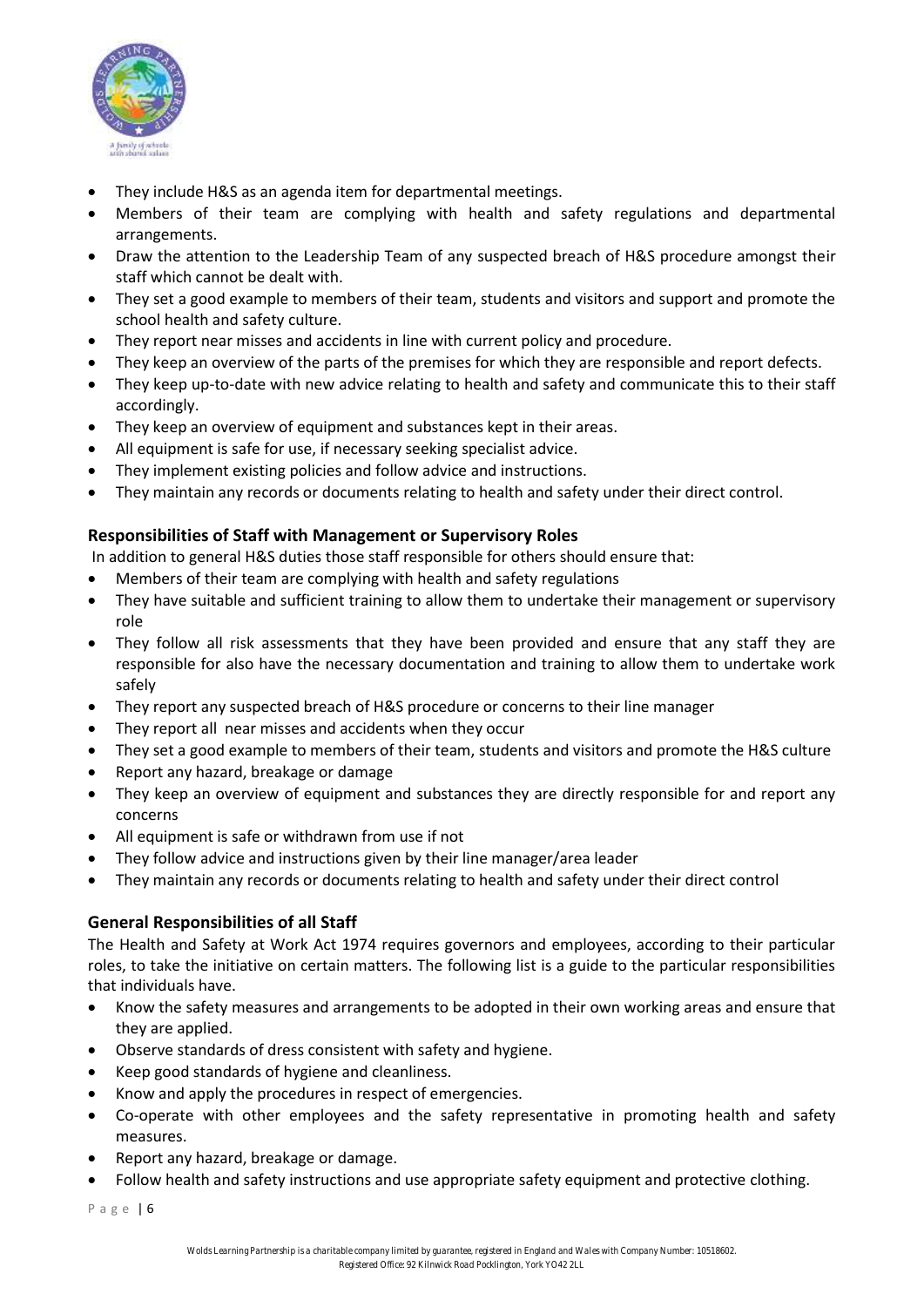- They include H&S as an agenda item for departmental meetings.
- Members of their team are complying with health and safety regulations and departmental arrangements.
- Draw the attention to the Leadership Team of any suspected breach of H&S procedure amongst their staff which cannot be dealt with.
- They set a good example to members of their team, students and visitors and support and promote the school health and safety culture.
- They report near misses and accidents in line with current policy and procedure.
- They keep an overview of the parts of the premises for which they are responsible and report defects.
- They keep up-to-date with new advice relating to health and safety and communicate this to their staff accordingly.
- They keep an overview of equipment and substances kept in their areas.
- All equipment is safe for use, if necessary seeking specialist advice.
- They implement existing policies and follow advice and instructions.
- They maintain any records or documents relating to health and safety under their direct control.

### Responsibilities of Staff with Management or Supervisory Roles

In addition to general H&S duties those staff responsible for others should ensure that:

- Members of their team are complying with health and safety regulations
- They have suitable and sufficient training to allow them to undertake their management or supervisory role
- They follow all risk assessments that they have been provided and ensure that any staff they are responsible for also have the necessary documentation and training to allow them to undertake work safely
- They report any suspected breach of H&S procedure or concerns to their line manager
- They report all near misses and accidents when they occur
- They set a good example to members of their team, students and visitors and promote the H&S culture
- Report any hazard, breakage or damage
- They keep an overview of equipment and substances they are directly responsible for and report any concerns
- All equipment is safe or withdrawn from use if not
- They follow advice and instructions given by their line manager/area leader
- They maintain any records or documents relating to health and safety under their direct control

### General Responsibilities of all Staff

The Health and Safety at Work Act 1974 requires governors and employees, according to their particular roles, to take the initiative on certain matters. The following list is a guide to the particular responsibilities that individuals have.

- Know the safety measures and arrangements to be adopted in their own working areas and ensure that they are applied.
- Observe standards of dress consistent with safety and hygiene.
- Keep good standards of hygiene and cleanliness.
- Know and apply the procedures in respect of emergencies.
- Co-operate with other employees and the safety representative in promoting health and safety measures.
- Report any hazard, breakage or damage.
- Follow health and safety instructions and use appropriate safety equipment and protective clothing.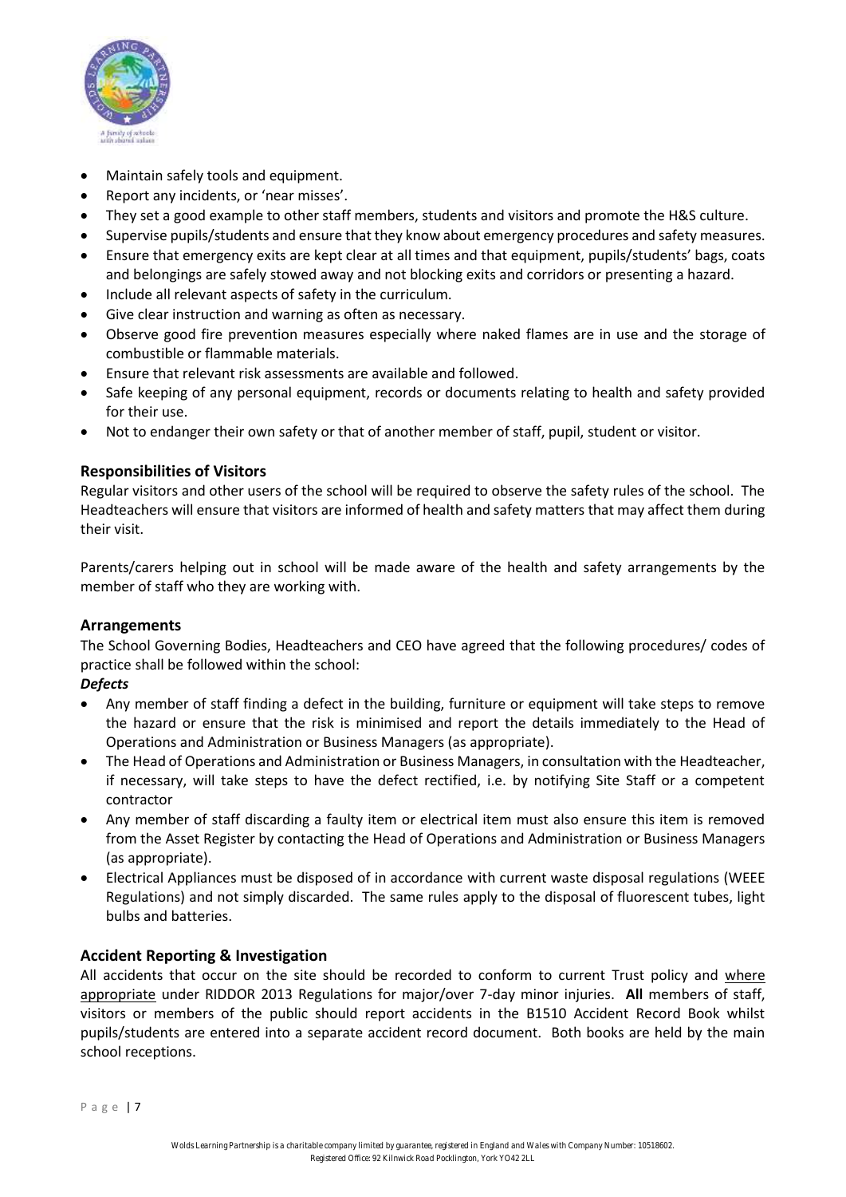- Maintain safely tools and equipment.
- Report any incidents, or 'near misses'.
- They set a good example to other staff members, students and visitors and promote the H&S culture.
- Supervise pupils/students and ensure that they know about emergency procedures and safety measures.
- Ensure that emergency exits are kept clear at all times and that equipment, pupils/students' bags, coats and belongings are safely stowed away and not blocking exits and corridors or presenting a hazard.
- Include all relevant aspects of safety in the curriculum.
- Give clear instruction and warning as often as necessary.
- Observe good fire prevention measures especially where naked flames are in use and the storage of combustible or flammable materials.
- Ensure that relevant risk assessments are available and followed.
- Safe keeping of any personal equipment, records or documents relating to health and safety provided for their use.
- Not to endanger their own safety or that of another member of staff, pupil, student or visitor.

### Responsibilities of Visitors

Regular visitors and other users of the school will be required to observe the safety rules of the school. The Headteachers will ensure that visitors are informed of health and safety matters that may affect them during their visit.

Parents/carers helping out in school will be made aware of the health and safety arrangements by the member of staff who they are working with.

### Arrangements

The School Governing Bodies, Headteachers and CEO have agreed that the following procedures/ codes of practice shall be followed within the school:

***Defects***

- Any member of staff finding a defect in the building, furniture or equipment will take steps to remove the hazard or ensure that the risk is minimised and report the details immediately to the Head of Operations and Administration or Business Managers (as appropriate).
- The Head of Operations and Administration or Business Managers, in consultation with the Headteacher, if necessary, will take steps to have the defect rectified, i.e. by notifying Site Staff or a competent contractor
- Any member of staff discarding a faulty item or electrical item must also ensure this item is removed from the Asset Register by contacting the Head of Operations and Administration or Business Managers (as appropriate).
- Electrical Appliances must be disposed of in accordance with current waste disposal regulations (WEEE Regulations) and not simply discarded. The same rules apply to the disposal of fluorescent tubes, light bulbs and batteries.

### Accident Reporting & Investigation

All accidents that occur on the site should be recorded to conform to current Trust policy and where appropriate under RIDDOR 2013 Regulations for major/over 7-day minor injuries. **All** members of staff, visitors or members of the public should report accidents in the B1510 Accident Record Book whilst pupils/students are entered into a separate accident record document. Both books are held by the main school receptions.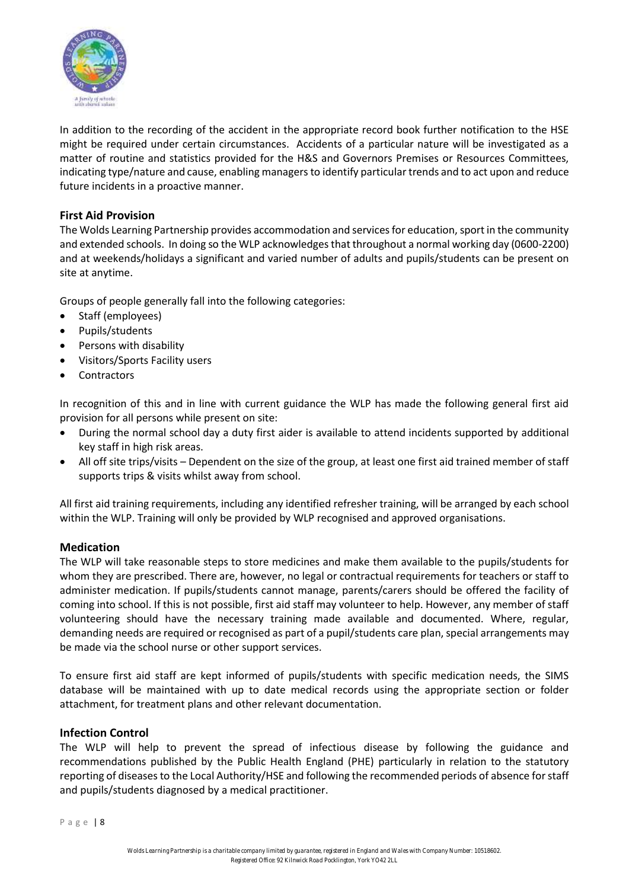In addition to the recording of the accident in the appropriate record book further notification to the HSE might be required under certain circumstances. Accidents of a particular nature will be investigated as a matter of routine and statistics provided for the H&S and Governors Premises or Resources Committees, indicating type/nature and cause, enabling managers to identify particular trends and to act upon and reduce future incidents in a proactive manner.

### First Aid Provision

The Wolds Learning Partnership provides accommodation and services for education, sport in the community and extended schools. In doing so the WLP acknowledges that throughout a normal working day (0600-2200) and at weekends/holidays a significant and varied number of adults and pupils/students can be present on site at anytime.

Groups of people generally fall into the following categories:

- Staff (employees)
- Pupils/students
- Persons with disability
- Visitors/Sports Facility users
- Contractors

In recognition of this and in line with current guidance the WLP has made the following general first aid provision for all persons while present on site:

- During the normal school day a duty first aider is available to attend incidents supported by additional key staff in high risk areas.
- All off site trips/visits – Dependent on the size of the group, at least one first aid trained member of staff supports trips & visits whilst away from school.

All first aid training requirements, including any identified refresher training, will be arranged by each school within the WLP. Training will only be provided by WLP recognised and approved organisations.

### Medication

The WLP will take reasonable steps to store medicines and make them available to the pupils/students for whom they are prescribed. There are, however, no legal or contractual requirements for teachers or staff to administer medication. If pupils/students cannot manage, parents/carers should be offered the facility of coming into school. If this is not possible, first aid staff may volunteer to help. However, any member of staff volunteering should have the necessary training made available and documented. Where, regular, demanding needs are required or recognised as part of a pupil/students care plan, special arrangements may be made via the school nurse or other support services.

To ensure first aid staff are kept informed of pupils/students with specific medication needs, the SIMS database will be maintained with up to date medical records using the appropriate section or folder attachment, for treatment plans and other relevant documentation.

### Infection Control

The WLP will help to prevent the spread of infectious disease by following the guidance and recommendations published by the Public Health England (PHE) particularly in relation to the statutory reporting of diseases to the Local Authority/HSE and following the recommended periods of absence for staff and pupils/students diagnosed by a medical practitioner.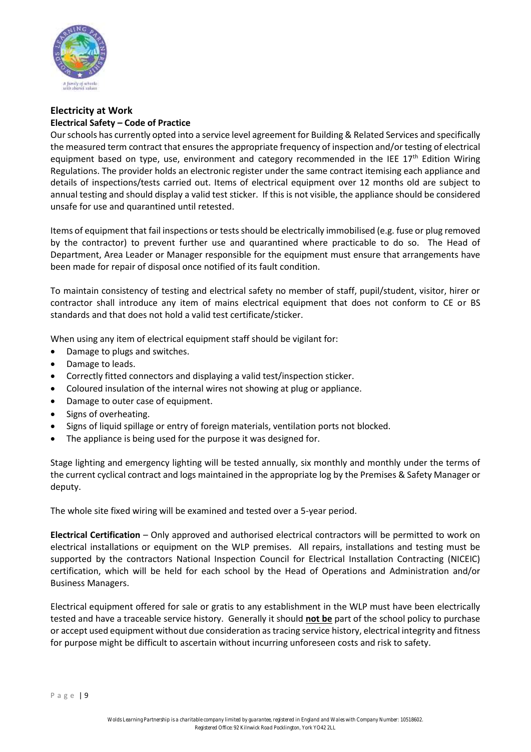## Electricity at Work

### Electrical Safety – Code of Practice

Our schools has currently opted into a service level agreement for Building & Related Services and specifically the measured term contract that ensures the appropriate frequency of inspection and/or testing of electrical equipment based on type, use, environment and category recommended in the IEE 17th Edition Wiring Regulations. The provider holds an electronic register under the same contract itemising each appliance and details of inspections/tests carried out. Items of electrical equipment over 12 months old are subject to annual testing and should display a valid test sticker. If this is not visible, the appliance should be considered unsafe for use and quarantined until retested.

Items of equipment that fail inspections or tests should be electrically immobilised (e.g. fuse or plug removed by the contractor) to prevent further use and quarantined where practicable to do so. The Head of Department, Area Leader or Manager responsible for the equipment must ensure that arrangements have been made for repair of disposal once notified of its fault condition.

To maintain consistency of testing and electrical safety no member of staff, pupil/student, visitor, hirer or contractor shall introduce any item of mains electrical equipment that does not conform to CE or BS standards and that does not hold a valid test certificate/sticker.

When using any item of electrical equipment staff should be vigilant for:

- Damage to plugs and switches.
- Damage to leads.
- Correctly fitted connectors and displaying a valid test/inspection sticker.
- Coloured insulation of the internal wires not showing at plug or appliance.
- Damage to outer case of equipment.
- Signs of overheating.
- Signs of liquid spillage or entry of foreign materials, ventilation ports not blocked.
- The appliance is being used for the purpose it was designed for.

Stage lighting and emergency lighting will be tested annually, six monthly and monthly under the terms of the current cyclical contract and logs maintained in the appropriate log by the Premises & Safety Manager or deputy.

The whole site fixed wiring will be examined and tested over a 5-year period.

**Electrical Certification** – Only approved and authorised electrical contractors will be permitted to work on electrical installations or equipment on the WLP premises. All repairs, installations and testing must be supported by the contractors National Inspection Council for Electrical Installation Contracting (NICEIC) certification, which will be held for each school by the Head of Operations and Administration and/or Business Managers.

Electrical equipment offered for sale or gratis to any establishment in the WLP must have been electrically tested and have a traceable service history. Generally it should **not be** part of the school policy to purchase or accept used equipment without due consideration as tracing service history, electrical integrity and fitness for purpose might be difficult to ascertain without incurring unforeseen costs and risk to safety.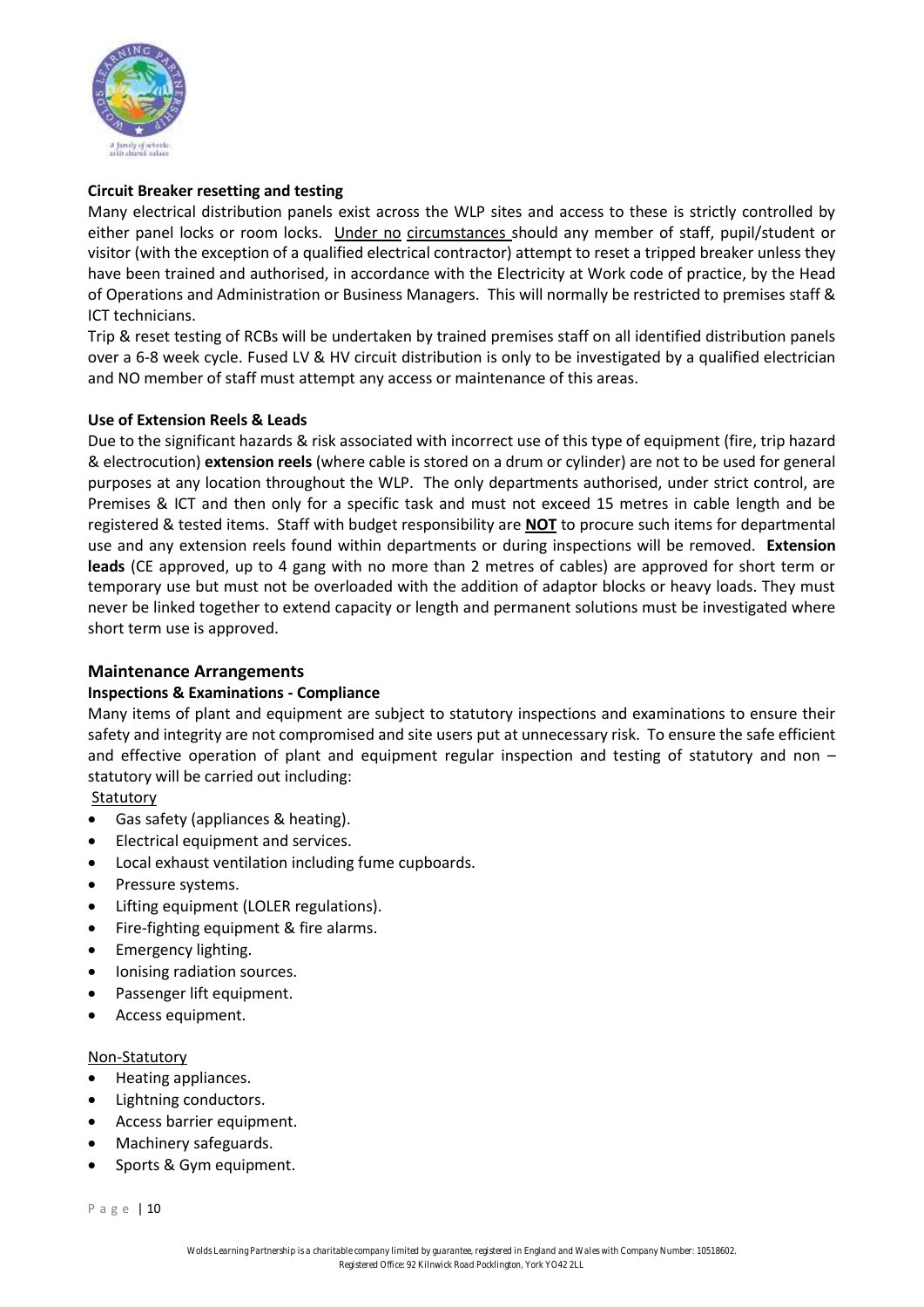**Circuit Breaker resetting and testing**

Many electrical distribution panels exist across the WLP sites and access to these is strictly controlled by either panel locks or room locks. Under no circumstances should any member of staff, pupil/student or visitor (with the exception of a qualified electrical contractor) attempt to reset a tripped breaker unless they have been trained and authorised, in accordance with the Electricity at Work code of practice, by the Head of Operations and Administration or Business Managers. This will normally be restricted to premises staff & ICT technicians.

Trip & reset testing of RCBs will be undertaken by trained premises staff on all identified distribution panels over a 6-8 week cycle. Fused LV & HV circuit distribution is only to be investigated by a qualified electrician and NO member of staff must attempt any access or maintenance of this areas.

**Use of Extension Reels & Leads**

Due to the significant hazards & risk associated with incorrect use of this type of equipment (fire, trip hazard & electrocution) **extension reels** (where cable is stored on a drum or cylinder) are not to be used for general purposes at any location throughout the WLP. The only departments authorised, under strict control, are Premises & ICT and then only for a specific task and must not exceed 15 metres in cable length and be registered & tested items. Staff with budget responsibility are **NOT** to procure such items for departmental use and any extension reels found within departments or during inspections will be removed. **Extension leads** (CE approved, up to 4 gang with no more than 2 metres of cables) are approved for short term or temporary use but must not be overloaded with the addition of adaptor blocks or heavy loads. They must never be linked together to extend capacity or length and permanent solutions must be investigated where short term use is approved.

## Maintenance Arrangements

**Inspections & Examinations - Compliance**

Many items of plant and equipment are subject to statutory inspections and examinations to ensure their safety and integrity are not compromised and site users put at unnecessary risk. To ensure the safe efficient and effective operation of plant and equipment regular inspection and testing of statutory and non – statutory will be carried out including:

Statutory

- Gas safety (appliances & heating).
- Electrical equipment and services.
- Local exhaust ventilation including fume cupboards.
- Pressure systems.
- Lifting equipment (LOLER regulations).
- Fire-fighting equipment & fire alarms.
- Emergency lighting.
- Ionising radiation sources.
- Passenger lift equipment.
- Access equipment.

Non-Statutory

- Heating appliances.
- Lightning conductors.
- Access barrier equipment.
- Machinery safeguards.
- Sports & Gym equipment.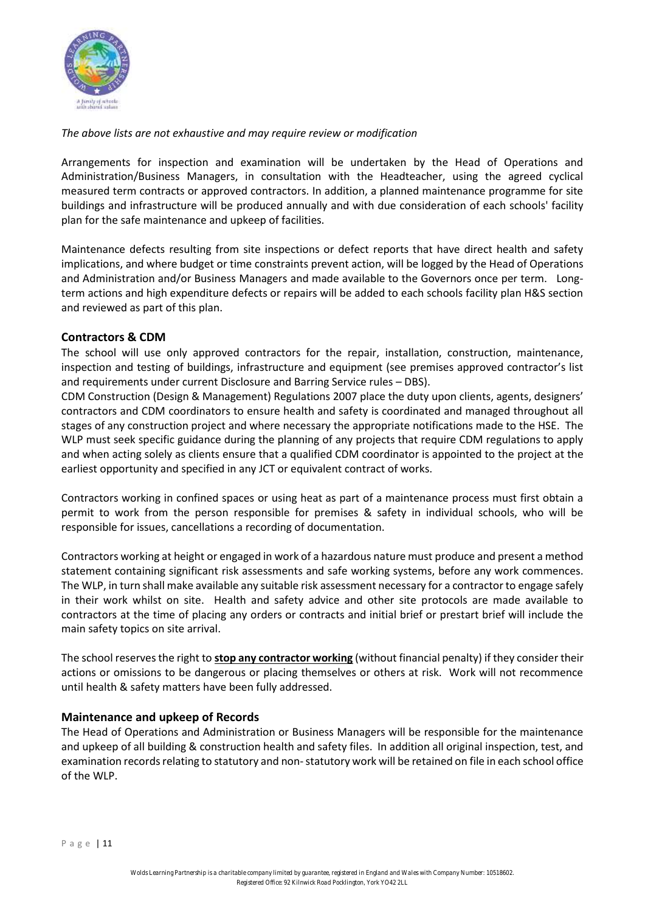*The above lists are not exhaustive and may require review or modification*

Arrangements for inspection and examination will be undertaken by the Head of Operations and Administration/Business Managers, in consultation with the Headteacher, using the agreed cyclical measured term contracts or approved contractors. In addition, a planned maintenance programme for site buildings and infrastructure will be produced annually and with due consideration of each schools' facility plan for the safe maintenance and upkeep of facilities.

Maintenance defects resulting from site inspections or defect reports that have direct health and safety implications, and where budget or time constraints prevent action, will be logged by the Head of Operations and Administration and/or Business Managers and made available to the Governors once per term. Long-term actions and high expenditure defects or repairs will be added to each schools facility plan H&S section and reviewed as part of this plan.

### Contractors & CDM

The school will use only approved contractors for the repair, installation, construction, maintenance, inspection and testing of buildings, infrastructure and equipment (see premises approved contractor's list and requirements under current Disclosure and Barring Service rules – DBS).

CDM Construction (Design & Management) Regulations 2007 place the duty upon clients, agents, designers' contractors and CDM coordinators to ensure health and safety is coordinated and managed throughout all stages of any construction project and where necessary the appropriate notifications made to the HSE. The WLP must seek specific guidance during the planning of any projects that require CDM regulations to apply and when acting solely as clients ensure that a qualified CDM coordinator is appointed to the project at the earliest opportunity and specified in any JCT or equivalent contract of works.

Contractors working in confined spaces or using heat as part of a maintenance process must first obtain a permit to work from the person responsible for premises & safety in individual schools, who will be responsible for issues, cancellations a recording of documentation.

Contractors working at height or engaged in work of a hazardous nature must produce and present a method statement containing significant risk assessments and safe working systems, before any work commences. The WLP, in turn shall make available any suitable risk assessment necessary for a contractor to engage safely in their work whilst on site. Health and safety advice and other site protocols are made available to contractors at the time of placing any orders or contracts and initial brief or prestart brief will include the main safety topics on site arrival.

The school reserves the right to **stop any contractor working** (without financial penalty) if they consider their actions or omissions to be dangerous or placing themselves or others at risk. Work will not recommence until health & safety matters have been fully addressed.

### Maintenance and upkeep of Records

The Head of Operations and Administration or Business Managers will be responsible for the maintenance and upkeep of all building & construction health and safety files. In addition all original inspection, test, and examination records relating to statutory and non- statutory work will be retained on file in each school office of the WLP.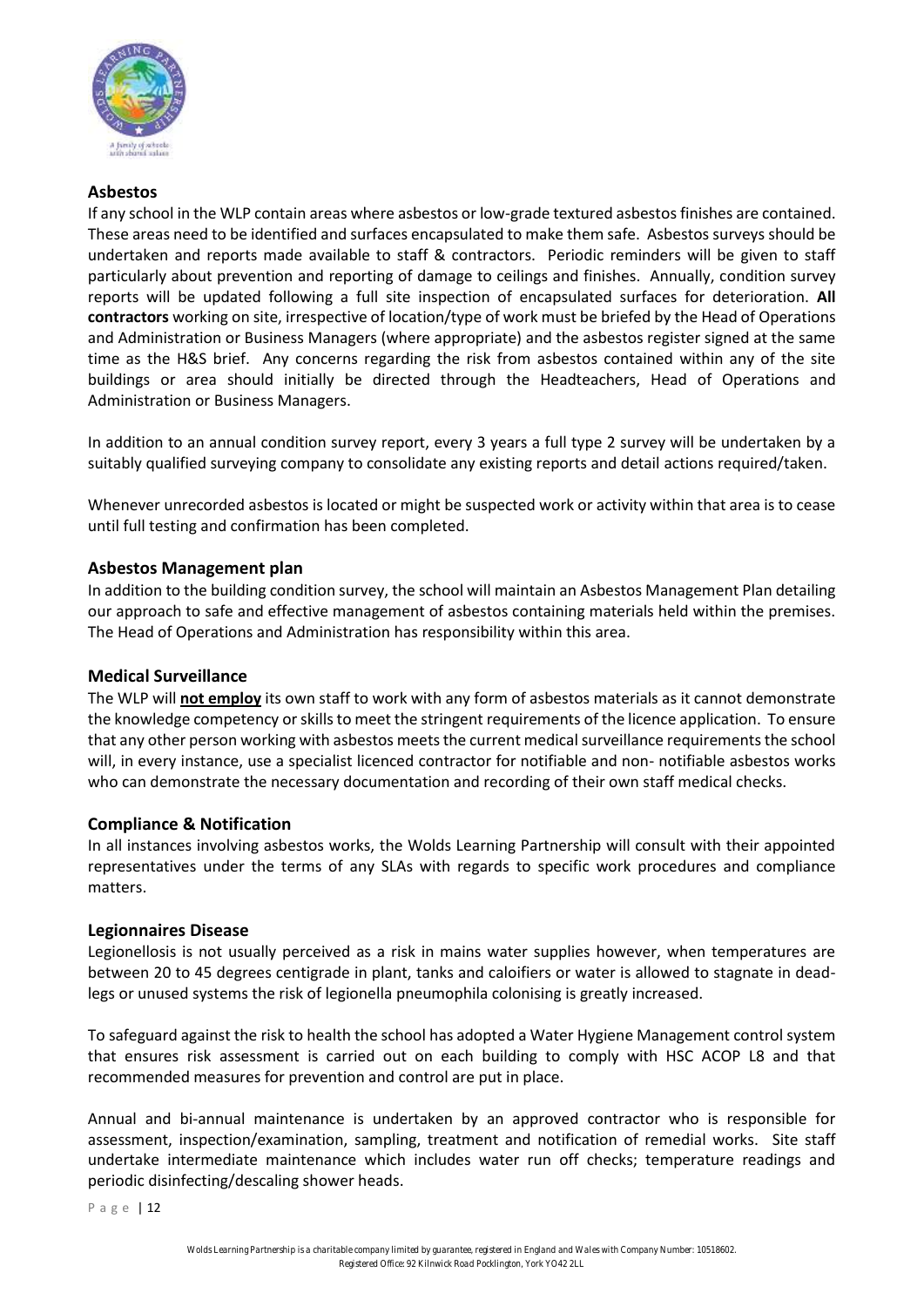### Asbestos

If any school in the WLP contain areas where asbestos or low-grade textured asbestos finishes are contained. These areas need to be identified and surfaces encapsulated to make them safe. Asbestos surveys should be undertaken and reports made available to staff & contractors. Periodic reminders will be given to staff particularly about prevention and reporting of damage to ceilings and finishes. Annually, condition survey reports will be updated following a full site inspection of encapsulated surfaces for deterioration. **All contractors** working on site, irrespective of location/type of work must be briefed by the Head of Operations and Administration or Business Managers (where appropriate) and the asbestos register signed at the same time as the H&S brief. Any concerns regarding the risk from asbestos contained within any of the site buildings or area should initially be directed through the Headteachers, Head of Operations and Administration or Business Managers.

In addition to an annual condition survey report, every 3 years a full type 2 survey will be undertaken by a suitably qualified surveying company to consolidate any existing reports and detail actions required/taken.

Whenever unrecorded asbestos is located or might be suspected work or activity within that area is to cease until full testing and confirmation has been completed.

### Asbestos Management plan

In addition to the building condition survey, the school will maintain an Asbestos Management Plan detailing our approach to safe and effective management of asbestos containing materials held within the premises. The Head of Operations and Administration has responsibility within this area.

### Medical Surveillance

The WLP will **<u>not employ</u>** its own staff to work with any form of asbestos materials as it cannot demonstrate the knowledge competency or skills to meet the stringent requirements of the licence application. To ensure that any other person working with asbestos meets the current medical surveillance requirements the school will, in every instance, use a specialist licenced contractor for notifiable and non- notifiable asbestos works who can demonstrate the necessary documentation and recording of their own staff medical checks.

### Compliance & Notification

In all instances involving asbestos works, the Wolds Learning Partnership will consult with their appointed representatives under the terms of any SLAs with regards to specific work procedures and compliance matters.

### Legionnaires Disease

Legionellosis is not usually perceived as a risk in mains water supplies however, when temperatures are between 20 to 45 degrees centigrade in plant, tanks and caloifiers or water is allowed to stagnate in dead-legs or unused systems the risk of legionella pneumophila colonising is greatly increased.

To safeguard against the risk to health the school has adopted a Water Hygiene Management control system that ensures risk assessment is carried out on each building to comply with HSC ACOP L8 and that recommended measures for prevention and control are put in place.

Annual and bi-annual maintenance is undertaken by an approved contractor who is responsible for assessment, inspection/examination, sampling, treatment and notification of remedial works. Site staff undertake intermediate maintenance which includes water run off checks; temperature readings and periodic disinfecting/descaling shower heads.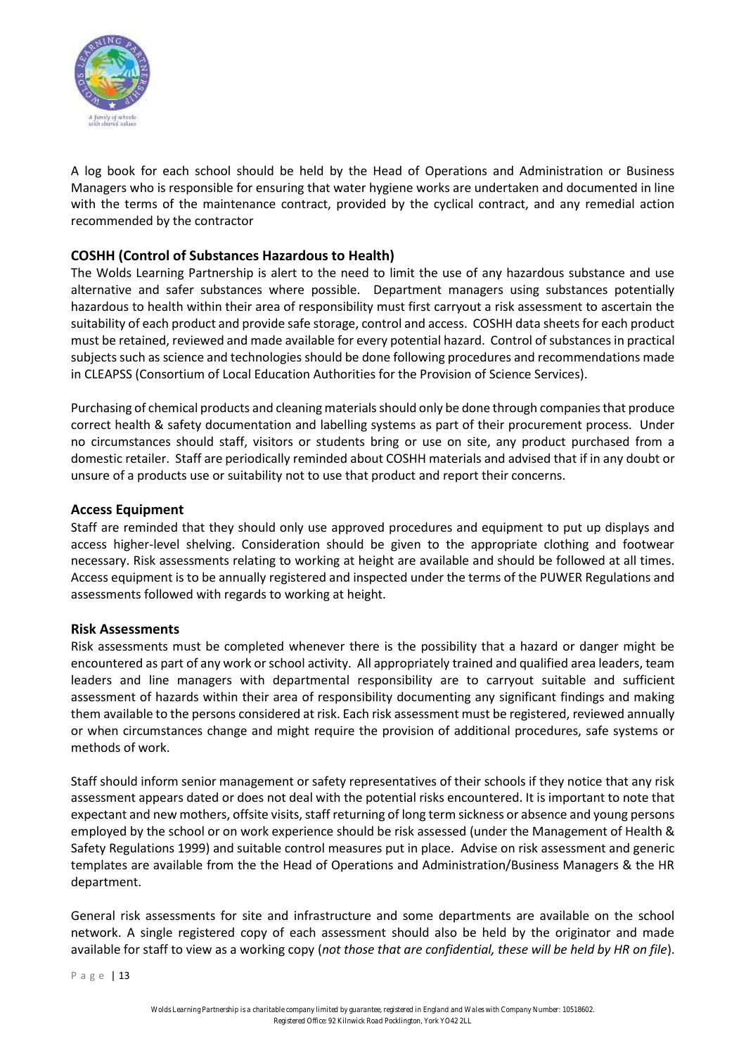A log book for each school should be held by the Head of Operations and Administration or Business Managers who is responsible for ensuring that water hygiene works are undertaken and documented in line with the terms of the maintenance contract, provided by the cyclical contract, and any remedial action recommended by the contractor

## COSHH (Control of Substances Hazardous to Health)

The Wolds Learning Partnership is alert to the need to limit the use of any hazardous substance and use alternative and safer substances where possible. Department managers using substances potentially hazardous to health within their area of responsibility must first carryout a risk assessment to ascertain the suitability of each product and provide safe storage, control and access. COSHH data sheets for each product must be retained, reviewed and made available for every potential hazard. Control of substances in practical subjects such as science and technologies should be done following procedures and recommendations made in CLEAPSS (Consortium of Local Education Authorities for the Provision of Science Services).

Purchasing of chemical products and cleaning materials should only be done through companies that produce correct health & safety documentation and labelling systems as part of their procurement process. Under no circumstances should staff, visitors or students bring or use on site, any product purchased from a domestic retailer. Staff are periodically reminded about COSHH materials and advised that if in any doubt or unsure of a products use or suitability not to use that product and report their concerns.

## Access Equipment

Staff are reminded that they should only use approved procedures and equipment to put up displays and access higher-level shelving. Consideration should be given to the appropriate clothing and footwear necessary. Risk assessments relating to working at height are available and should be followed at all times. Access equipment is to be annually registered and inspected under the terms of the PUWER Regulations and assessments followed with regards to working at height.

## Risk Assessments

Risk assessments must be completed whenever there is the possibility that a hazard or danger might be encountered as part of any work or school activity. All appropriately trained and qualified area leaders, team leaders and line managers with departmental responsibility are to carryout suitable and sufficient assessment of hazards within their area of responsibility documenting any significant findings and making them available to the persons considered at risk. Each risk assessment must be registered, reviewed annually or when circumstances change and might require the provision of additional procedures, safe systems or methods of work.

Staff should inform senior management or safety representatives of their schools if they notice that any risk assessment appears dated or does not deal with the potential risks encountered. It is important to note that expectant and new mothers, offsite visits, staff returning of long term sickness or absence and young persons employed by the school or on work experience should be risk assessed (under the Management of Health & Safety Regulations 1999) and suitable control measures put in place. Advise on risk assessment and generic templates are available from the the Head of Operations and Administration/Business Managers & the HR department.

General risk assessments for site and infrastructure and some departments are available on the school network. A single registered copy of each assessment should also be held by the originator and made available for staff to view as a working copy (*not those that are confidential, these will be held by HR on file*).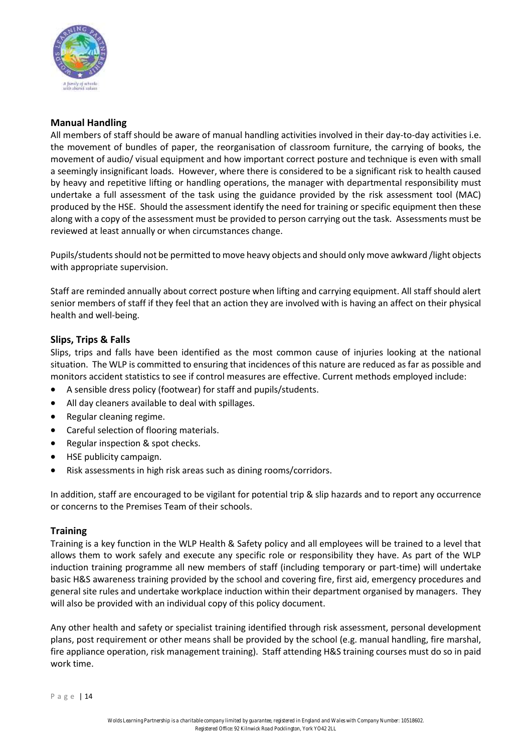## Manual Handling

All members of staff should be aware of manual handling activities involved in their day-to-day activities i.e. the movement of bundles of paper, the reorganisation of classroom furniture, the carrying of books, the movement of audio/ visual equipment and how important correct posture and technique is even with small a seemingly insignificant loads. However, where there is considered to be a significant risk to health caused by heavy and repetitive lifting or handling operations, the manager with departmental responsibility must undertake a full assessment of the task using the guidance provided by the risk assessment tool (MAC) produced by the HSE. Should the assessment identify the need for training or specific equipment then these along with a copy of the assessment must be provided to person carrying out the task. Assessments must be reviewed at least annually or when circumstances change.

Pupils/students should not be permitted to move heavy objects and should only move awkward /light objects with appropriate supervision.

Staff are reminded annually about correct posture when lifting and carrying equipment. All staff should alert senior members of staff if they feel that an action they are involved with is having an affect on their physical health and well-being.

## Slips, Trips & Falls

Slips, trips and falls have been identified as the most common cause of injuries looking at the national situation. The WLP is committed to ensuring that incidences of this nature are reduced as far as possible and monitors accident statistics to see if control measures are effective. Current methods employed include:

- A sensible dress policy (footwear) for staff and pupils/students.
- All day cleaners available to deal with spillages.
- Regular cleaning regime.
- Careful selection of flooring materials.
- Regular inspection & spot checks.
- HSE publicity campaign.
- Risk assessments in high risk areas such as dining rooms/corridors.

In addition, staff are encouraged to be vigilant for potential trip & slip hazards and to report any occurrence or concerns to the Premises Team of their schools.

## Training

Training is a key function in the WLP Health & Safety policy and all employees will be trained to a level that allows them to work safely and execute any specific role or responsibility they have. As part of the WLP induction training programme all new members of staff (including temporary or part-time) will undertake basic H&S awareness training provided by the school and covering fire, first aid, emergency procedures and general site rules and undertake workplace induction within their department organised by managers. They will also be provided with an individual copy of this policy document.

Any other health and safety or specialist training identified through risk assessment, personal development plans, post requirement or other means shall be provided by the school (e.g. manual handling, fire marshal, fire appliance operation, risk management training). Staff attending H&S training courses must do so in paid work time.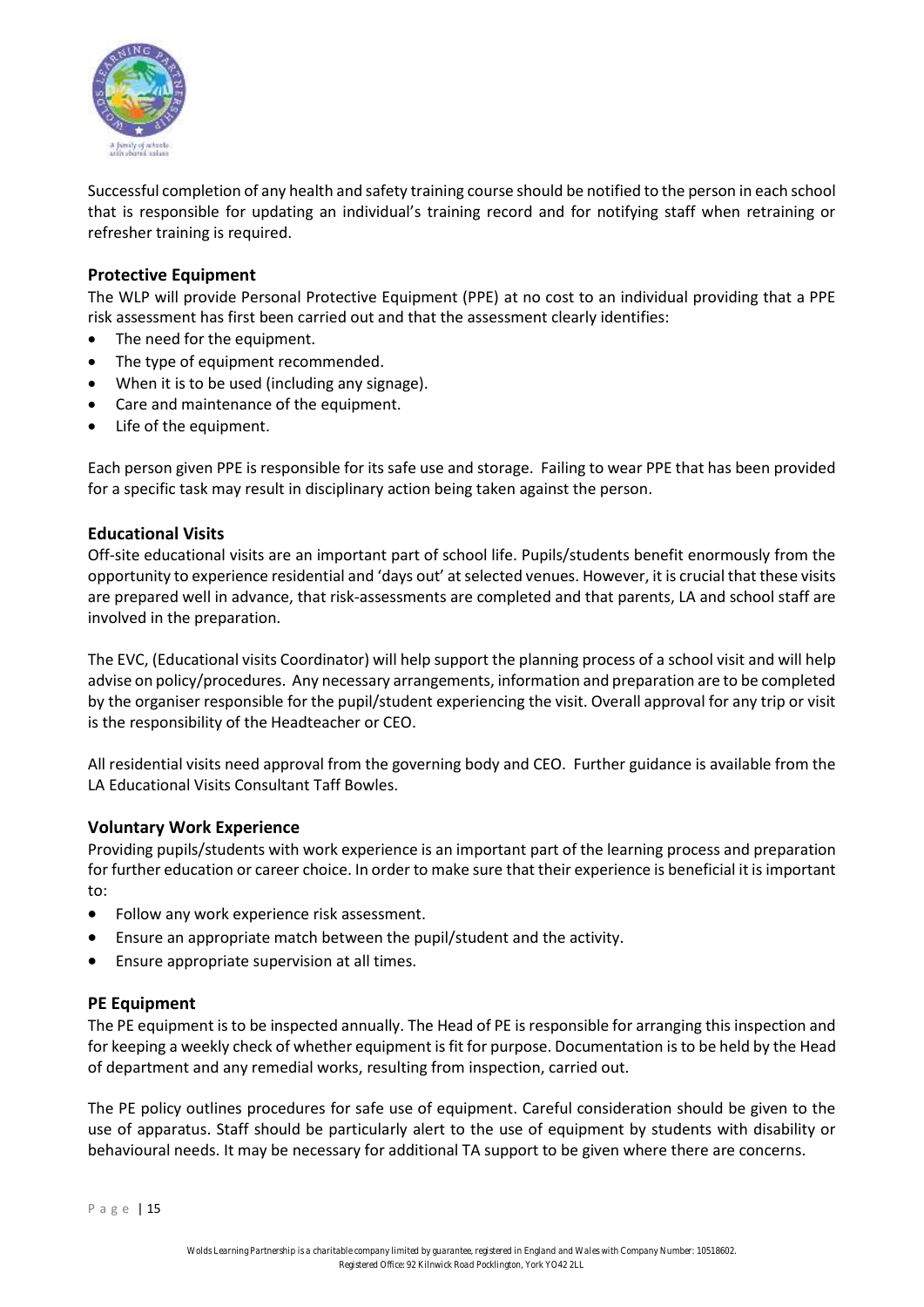Successful completion of any health and safety training course should be notified to the person in each school that is responsible for updating an individual's training record and for notifying staff when retraining or refresher training is required.

### Protective Equipment

The WLP will provide Personal Protective Equipment (PPE) at no cost to an individual providing that a PPE risk assessment has first been carried out and that the assessment clearly identifies:

- The need for the equipment.
- The type of equipment recommended.
- When it is to be used (including any signage).
- Care and maintenance of the equipment.
- Life of the equipment.

Each person given PPE is responsible for its safe use and storage. Failing to wear PPE that has been provided for a specific task may result in disciplinary action being taken against the person.

### Educational Visits

Off-site educational visits are an important part of school life. Pupils/students benefit enormously from the opportunity to experience residential and 'days out' at selected venues. However, it is crucial that these visits are prepared well in advance, that risk-assessments are completed and that parents, LA and school staff are involved in the preparation.

The EVC, (Educational visits Coordinator) will help support the planning process of a school visit and will help advise on policy/procedures. Any necessary arrangements, information and preparation are to be completed by the organiser responsible for the pupil/student experiencing the visit. Overall approval for any trip or visit is the responsibility of the Headteacher or CEO.

All residential visits need approval from the governing body and CEO. Further guidance is available from the LA Educational Visits Consultant Taff Bowles.

### Voluntary Work Experience

Providing pupils/students with work experience is an important part of the learning process and preparation for further education or career choice. In order to make sure that their experience is beneficial it is important to:

- Follow any work experience risk assessment.
- Ensure an appropriate match between the pupil/student and the activity.
- Ensure appropriate supervision at all times.

### PE Equipment

The PE equipment is to be inspected annually. The Head of PE is responsible for arranging this inspection and for keeping a weekly check of whether equipment is fit for purpose. Documentation is to be held by the Head of department and any remedial works, resulting from inspection, carried out.

The PE policy outlines procedures for safe use of equipment. Careful consideration should be given to the use of apparatus. Staff should be particularly alert to the use of equipment by students with disability or behavioural needs. It may be necessary for additional TA support to be given where there are concerns.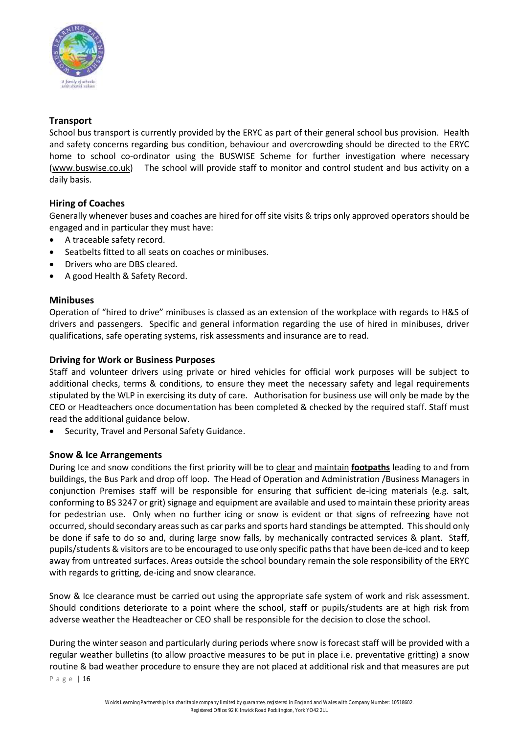### Transport

School bus transport is currently provided by the ERYC as part of their general school bus provision. Health and safety concerns regarding bus condition, behaviour and overcrowding should be directed to the ERYC home to school co-ordinator using the BUSWISE Scheme for further investigation where necessary (www.buswise.co.uk) The school will provide staff to monitor and control student and bus activity on a daily basis.

### Hiring of Coaches

Generally whenever buses and coaches are hired for off site visits & trips only approved operators should be engaged and in particular they must have:

- A traceable safety record.
- Seatbelts fitted to all seats on coaches or minibuses.
- Drivers who are DBS cleared.
- A good Health & Safety Record.

### Minibuses

Operation of "hired to drive" minibuses is classed as an extension of the workplace with regards to H&S of drivers and passengers. Specific and general information regarding the use of hired in minibuses, driver qualifications, safe operating systems, risk assessments and insurance are to read.

### Driving for Work or Business Purposes

Staff and volunteer drivers using private or hired vehicles for official work purposes will be subject to additional checks, terms & conditions, to ensure they meet the necessary safety and legal requirements stipulated by the WLP in exercising its duty of care. Authorisation for business use will only be made by the CEO or Headteachers once documentation has been completed & checked by the required staff. Staff must read the additional guidance below.

- Security, Travel and Personal Safety Guidance.

### Snow & Ice Arrangements

During Ice and snow conditions the first priority will be to clear and maintain **footpaths** leading to and from buildings, the Bus Park and drop off loop. The Head of Operation and Administration /Business Managers in conjunction Premises staff will be responsible for ensuring that sufficient de-icing materials (e.g. salt, conforming to BS 3247 or grit) signage and equipment are available and used to maintain these priority areas for pedestrian use. Only when no further icing or snow is evident or that signs of refreezing have not occurred, should secondary areas such as car parks and sports hard standings be attempted. This should only be done if safe to do so and, during large snow falls, by mechanically contracted services & plant. Staff, pupils/students & visitors are to be encouraged to use only specific paths that have been de-iced and to keep away from untreated surfaces. Areas outside the school boundary remain the sole responsibility of the ERYC with regards to gritting, de-icing and snow clearance.

Snow & Ice clearance must be carried out using the appropriate safe system of work and risk assessment. Should conditions deteriorate to a point where the school, staff or pupils/students are at high risk from adverse weather the Headteacher or CEO shall be responsible for the decision to close the school.

During the winter season and particularly during periods where snow is forecast staff will be provided with a regular weather bulletins (to allow proactive measures to be put in place i.e. preventative gritting) a snow routine & bad weather procedure to ensure they are not placed at additional risk and that measures are put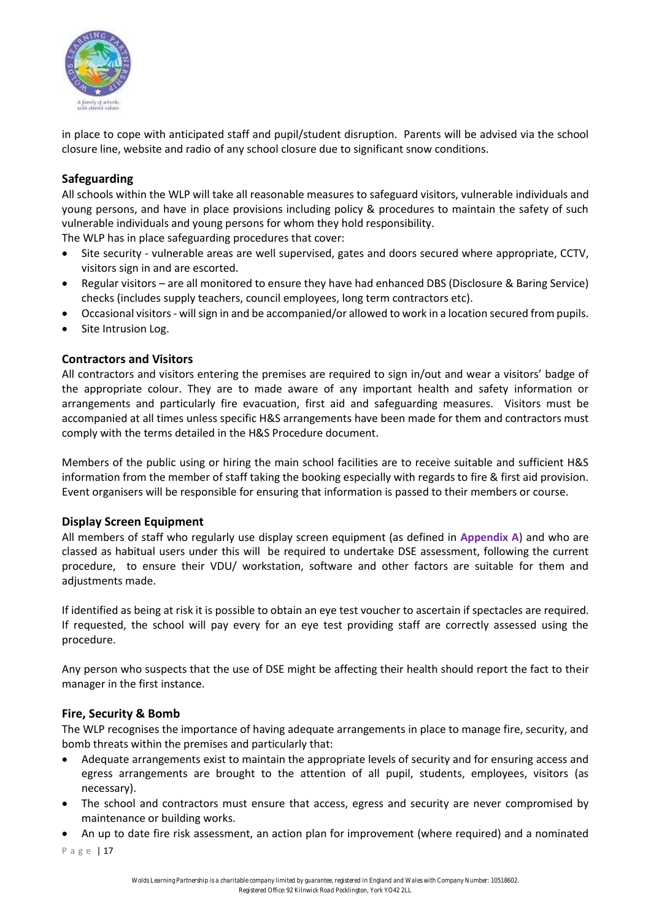in place to cope with anticipated staff and pupil/student disruption. Parents will be advised via the school closure line, website and radio of any school closure due to significant snow conditions.

### Safeguarding

All schools within the WLP will take all reasonable measures to safeguard visitors, vulnerable individuals and young persons, and have in place provisions including policy & procedures to maintain the safety of such vulnerable individuals and young persons for whom they hold responsibility.

The WLP has in place safeguarding procedures that cover:

- Site security - vulnerable areas are well supervised, gates and doors secured where appropriate, CCTV, visitors sign in and are escorted.
- Regular visitors – are all monitored to ensure they have had enhanced DBS (Disclosure & Baring Service) checks (includes supply teachers, council employees, long term contractors etc).
- Occasional visitors - will sign in and be accompanied/or allowed to work in a location secured from pupils.
- Site Intrusion Log.

### Contractors and Visitors

All contractors and visitors entering the premises are required to sign in/out and wear a visitors' badge of the appropriate colour. They are to made aware of any important health and safety information or arrangements and particularly fire evacuation, first aid and safeguarding measures. Visitors must be accompanied at all times unless specific H&S arrangements have been made for them and contractors must comply with the terms detailed in the H&S Procedure document.

Members of the public using or hiring the main school facilities are to receive suitable and sufficient H&S information from the member of staff taking the booking especially with regards to fire & first aid provision. Event organisers will be responsible for ensuring that information is passed to their members or course.

### Display Screen Equipment

All members of staff who regularly use display screen equipment (as defined in **Appendix A**) and who are classed as habitual users under this will be required to undertake DSE assessment, following the current procedure, to ensure their VDU/ workstation, software and other factors are suitable for them and adjustments made.

If identified as being at risk it is possible to obtain an eye test voucher to ascertain if spectacles are required. If requested, the school will pay every for an eye test providing staff are correctly assessed using the procedure.

Any person who suspects that the use of DSE might be affecting their health should report the fact to their manager in the first instance.

### Fire, Security & Bomb

The WLP recognises the importance of having adequate arrangements in place to manage fire, security, and bomb threats within the premises and particularly that:

- Adequate arrangements exist to maintain the appropriate levels of security and for ensuring access and egress arrangements are brought to the attention of all pupil, students, employees, visitors (as necessary).
- The school and contractors must ensure that access, egress and security are never compromised by maintenance or building works.
- An up to date fire risk assessment, an action plan for improvement (where required) and a nominated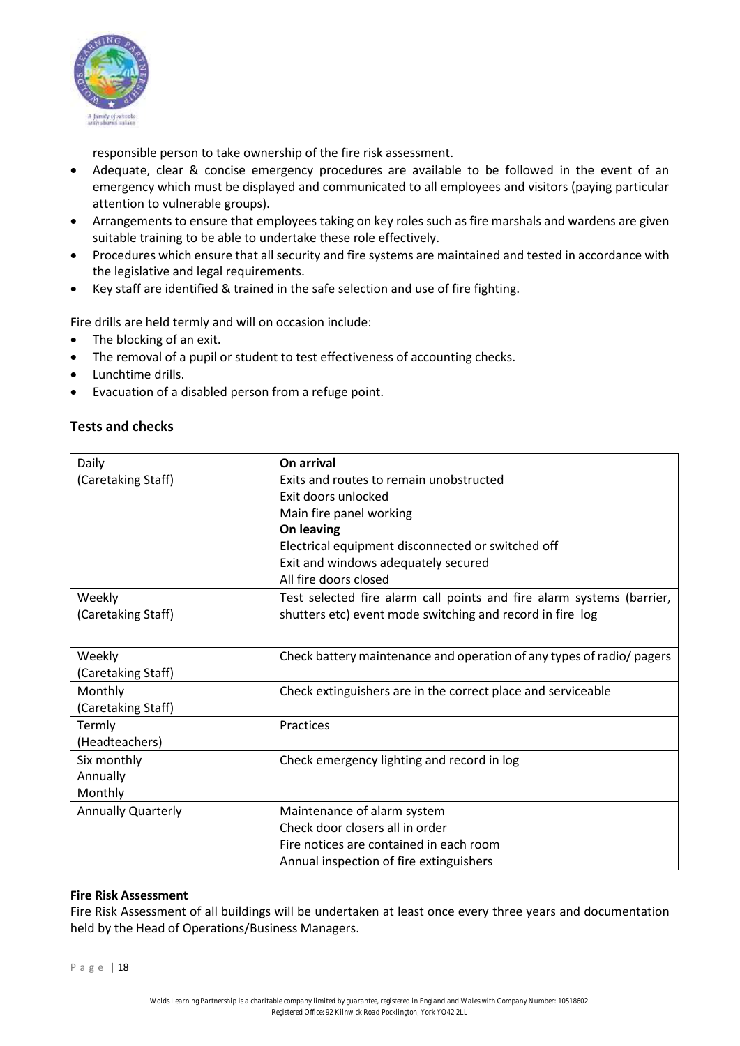responsible person to take ownership of the fire risk assessment.

- Adequate, clear & concise emergency procedures are available to be followed in the event of an emergency which must be displayed and communicated to all employees and visitors (paying particular attention to vulnerable groups).
- Arrangements to ensure that employees taking on key roles such as fire marshals and wardens are given suitable training to be able to undertake these role effectively.
- Procedures which ensure that all security and fire systems are maintained and tested in accordance with the legislative and legal requirements.
- Key staff are identified & trained in the safe selection and use of fire fighting.

Fire drills are held termly and will on occasion include:

- The blocking of an exit.
- The removal of a pupil or student to test effectiveness of accounting checks.
- Lunchtime drills.
- Evacuation of a disabled person from a refuge point.

## Tests and checks

| | |
|---|---|
| Daily<br>(Caretaking Staff) | **On arrival**<br>Exits and routes to remain unobstructed<br>Exit doors unlocked<br>Main fire panel working<br>**On leaving**<br>Electrical equipment disconnected or switched off<br>Exit and windows adequately secured<br>All fire doors closed |
| Weekly<br>(Caretaking Staff) | Test selected fire alarm call points and fire alarm systems (barrier, shutters etc) event mode switching and record in fire log |
| Weekly<br>(Caretaking Staff) | Check battery maintenance and operation of any types of radio/ pagers |
| Monthly<br>(Caretaking Staff) | Check extinguishers are in the correct place and serviceable |
| Termly<br>(Headteachers) | Practices |
| Six monthly<br>Annually<br>Monthly | Check emergency lighting and record in log |
| Annually Quarterly | Maintenance of alarm system<br>Check door closers all in order<br>Fire notices are contained in each room<br>Annual inspection of fire extinguishers |

**Fire Risk Assessment**

Fire Risk Assessment of all buildings will be undertaken at least once every three years and documentation held by the Head of Operations/Business Managers.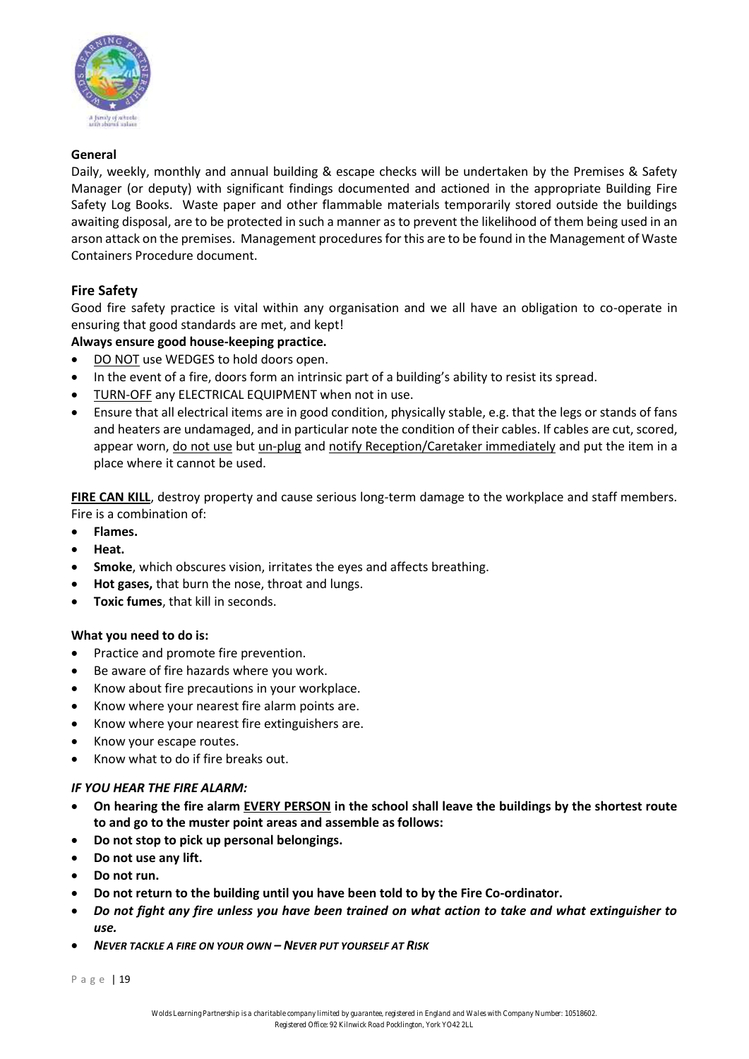**General**

Daily, weekly, monthly and annual building & escape checks will be undertaken by the Premises & Safety Manager (or deputy) with significant findings documented and actioned in the appropriate Building Fire Safety Log Books. Waste paper and other flammable materials temporarily stored outside the buildings awaiting disposal, are to be protected in such a manner as to prevent the likelihood of them being used in an arson attack on the premises. Management procedures for this are to be found in the Management of Waste Containers Procedure document.

## Fire Safety

Good fire safety practice is vital within any organisation and we all have an obligation to co-operate in ensuring that good standards are met, and kept!

**Always ensure good house-keeping practice.**

- DO NOT use WEDGES to hold doors open.
- In the event of a fire, doors form an intrinsic part of a building's ability to resist its spread.
- TURN-OFF any ELECTRICAL EQUIPMENT when not in use.
- Ensure that all electrical items are in good condition, physically stable, e.g. that the legs or stands of fans and heaters are undamaged, and in particular note the condition of their cables. If cables are cut, scored, appear worn, do not use but un-plug and notify Reception/Caretaker immediately and put the item in a place where it cannot be used.

**FIRE CAN KILL**, destroy property and cause serious long-term damage to the workplace and staff members. Fire is a combination of:

- **Flames.**
- **Heat.**
- **Smoke**, which obscures vision, irritates the eyes and affects breathing.
- **Hot gases,** that burn the nose, throat and lungs.
- **Toxic fumes**, that kill in seconds.

**What you need to do is:**

- Practice and promote fire prevention.
- Be aware of fire hazards where you work.
- Know about fire precautions in your workplace.
- Know where your nearest fire alarm points are.
- Know where your nearest fire extinguishers are.
- Know your escape routes.
- Know what to do if fire breaks out.

***IF YOU HEAR THE FIRE ALARM:***

- **On hearing the fire alarm EVERY PERSON in the school shall leave the buildings by the shortest route to and go to the muster point areas and assemble as follows:**
- **Do not stop to pick up personal belongings.**
- **Do not use any lift.**
- **Do not run.**
- **Do not return to the building until you have been told to by the Fire Co-ordinator.**
- ***Do not fight any fire unless you have been trained on what action to take and what extinguisher to use.***
- ***NEVER TACKLE A FIRE ON YOUR OWN – NEVER PUT YOURSELF AT RISK***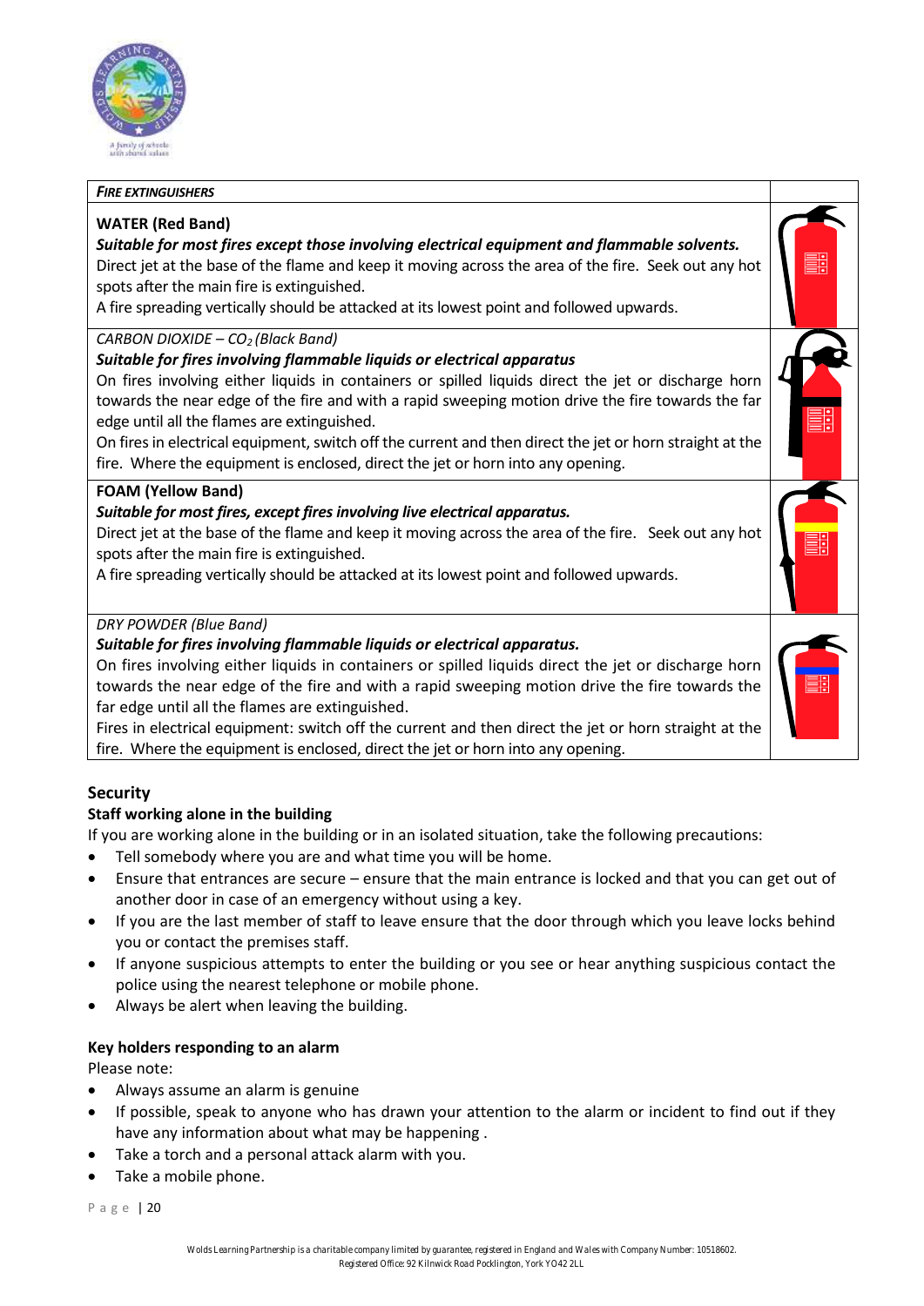| *FIRE EXTINGUISHERS* | |
|---|---|
| **WATER (Red Band)**<br>***Suitable for most fires except those involving electrical equipment and flammable solvents.***<br>Direct jet at the base of the flame and keep it moving across the area of the fire. Seek out any hot spots after the main fire is extinguished.<br>A fire spreading vertically should be attacked at its lowest point and followed upwards. | |
| *CARBON DIOXIDE – $CO_2$ (Black Band)*<br>***Suitable for fires involving flammable liquids or electrical apparatus***<br>On fires involving either liquids in containers or spilled liquids direct the jet or discharge horn towards the near edge of the fire and with a rapid sweeping motion drive the fire towards the far edge until all the flames are extinguished.<br>On fires in electrical equipment, switch off the current and then direct the jet or horn straight at the fire. Where the equipment is enclosed, direct the jet or horn into any opening. | |
| **FOAM (Yellow Band)**<br>***Suitable for most fires, except fires involving live electrical apparatus.***<br>Direct jet at the base of the flame and keep it moving across the area of the fire. Seek out any hot spots after the main fire is extinguished.<br>A fire spreading vertically should be attacked at its lowest point and followed upwards. | |
| *DRY POWDER (Blue Band)*<br>***Suitable for fires involving flammable liquids or electrical apparatus.***<br>On fires involving either liquids in containers or spilled liquids direct the jet or discharge horn towards the near edge of the fire and with a rapid sweeping motion drive the fire towards the far edge until all the flames are extinguished.<br>Fires in electrical equipment: switch off the current and then direct the jet or horn straight at the fire. Where the equipment is enclosed, direct the jet or horn into any opening. | |

## Security

### Staff working alone in the building

If you are working alone in the building or in an isolated situation, take the following precautions:

- Tell somebody where you are and what time you will be home.
- Ensure that entrances are secure – ensure that the main entrance is locked and that you can get out of another door in case of an emergency without using a key.
- If you are the last member of staff to leave ensure that the door through which you leave locks behind you or contact the premises staff.
- If anyone suspicious attempts to enter the building or you see or hear anything suspicious contact the police using the nearest telephone or mobile phone.
- Always be alert when leaving the building.

### Key holders responding to an alarm

Please note:

- Always assume an alarm is genuine
- If possible, speak to anyone who has drawn your attention to the alarm or incident to find out if they have any information about what may be happening .
- Take a torch and a personal attack alarm with you.
- Take a mobile phone.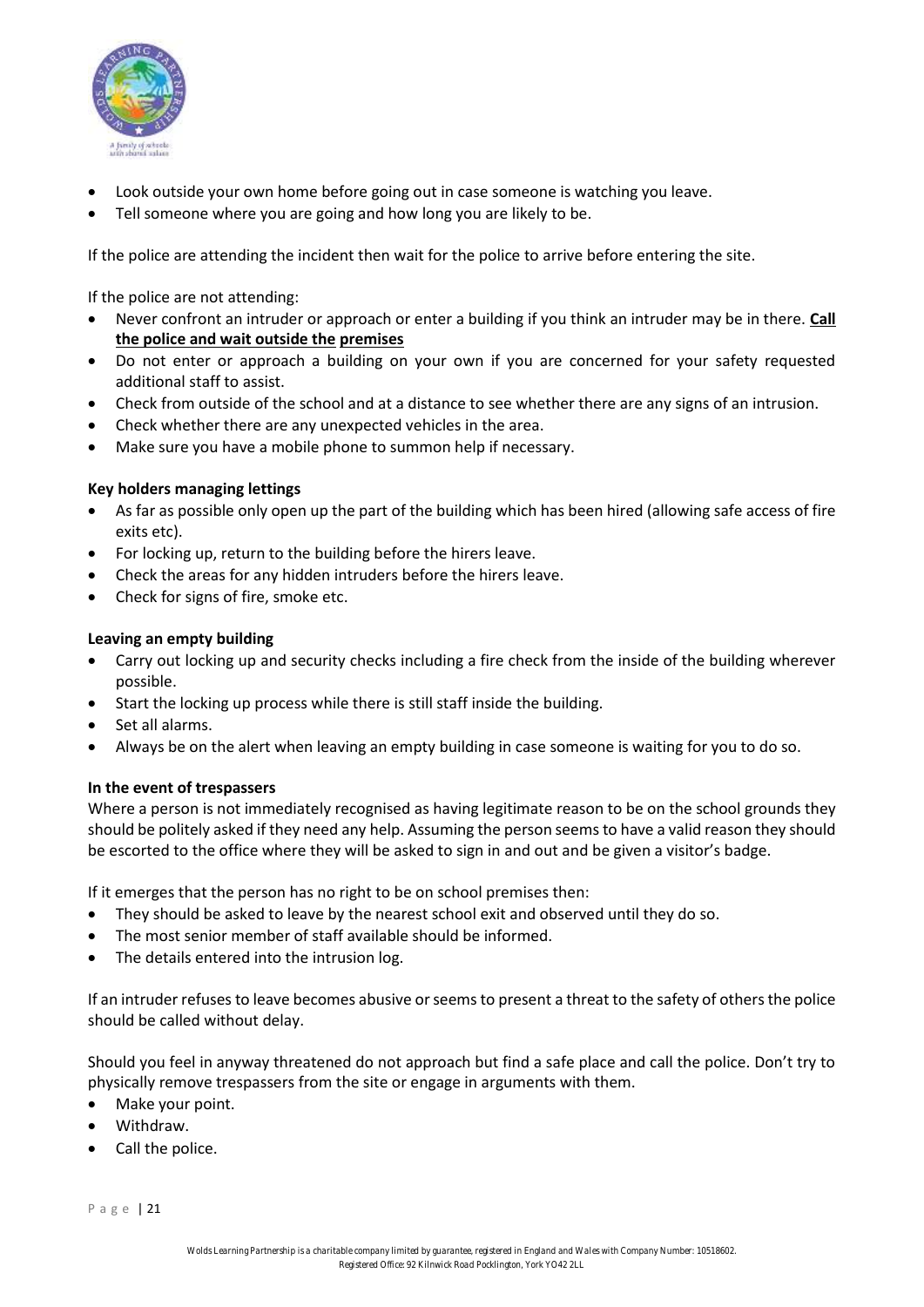- Look outside your own home before going out in case someone is watching you leave.
- Tell someone where you are going and how long you are likely to be.

If the police are attending the incident then wait for the police to arrive before entering the site.

If the police are not attending:

- Never confront an intruder or approach or enter a building if you think an intruder may be in there. **Call the police and wait outside the premises**
- Do not enter or approach a building on your own if you are concerned for your safety requested additional staff to assist.
- Check from outside of the school and at a distance to see whether there are any signs of an intrusion.
- Check whether there are any unexpected vehicles in the area.
- Make sure you have a mobile phone to summon help if necessary.

**Key holders managing lettings**

- As far as possible only open up the part of the building which has been hired (allowing safe access of fire exits etc).
- For locking up, return to the building before the hirers leave.
- Check the areas for any hidden intruders before the hirers leave.
- Check for signs of fire, smoke etc.

**Leaving an empty building**

- Carry out locking up and security checks including a fire check from the inside of the building wherever possible.
- Start the locking up process while there is still staff inside the building.
- Set all alarms.
- Always be on the alert when leaving an empty building in case someone is waiting for you to do so.

**In the event of trespassers**

Where a person is not immediately recognised as having legitimate reason to be on the school grounds they should be politely asked if they need any help. Assuming the person seems to have a valid reason they should be escorted to the office where they will be asked to sign in and out and be given a visitor's badge.

If it emerges that the person has no right to be on school premises then:

- They should be asked to leave by the nearest school exit and observed until they do so.
- The most senior member of staff available should be informed.
- The details entered into the intrusion log.

If an intruder refuses to leave becomes abusive or seems to present a threat to the safety of others the police should be called without delay.

Should you feel in anyway threatened do not approach but find a safe place and call the police. Don't try to physically remove trespassers from the site or engage in arguments with them.

- Make your point.
- Withdraw.
- Call the police.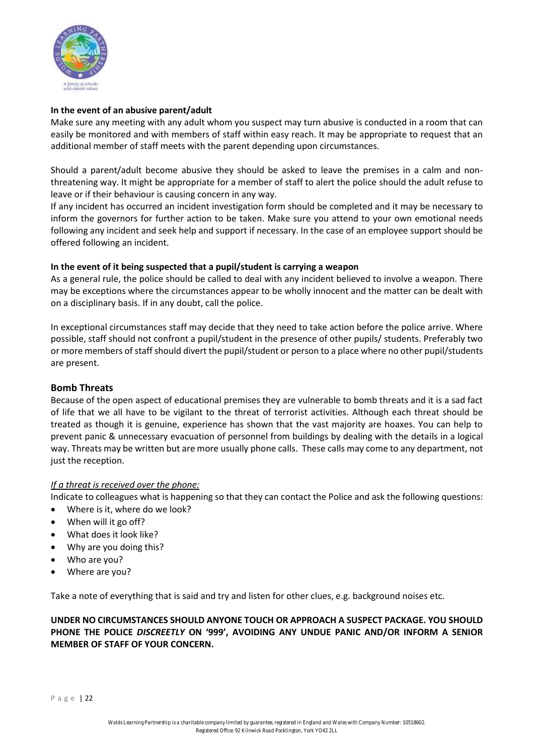**In the event of an abusive parent/adult**

Make sure any meeting with any adult whom you suspect may turn abusive is conducted in a room that can easily be monitored and with members of staff within easy reach. It may be appropriate to request that an additional member of staff meets with the parent depending upon circumstances.

Should a parent/adult become abusive they should be asked to leave the premises in a calm and non-threatening way. It might be appropriate for a member of staff to alert the police should the adult refuse to leave or if their behaviour is causing concern in any way.

If any incident has occurred an incident investigation form should be completed and it may be necessary to inform the governors for further action to be taken. Make sure you attend to your own emotional needs following any incident and seek help and support if necessary. In the case of an employee support should be offered following an incident.

**In the event of it being suspected that a pupil/student is carrying a weapon**

As a general rule, the police should be called to deal with any incident believed to involve a weapon. There may be exceptions where the circumstances appear to be wholly innocent and the matter can be dealt with on a disciplinary basis. If in any doubt, call the police.

In exceptional circumstances staff may decide that they need to take action before the police arrive. Where possible, staff should not confront a pupil/student in the presence of other pupils/ students. Preferably two or more members of staff should divert the pupil/student or person to a place where no other pupil/students are present.

## Bomb Threats

Because of the open aspect of educational premises they are vulnerable to bomb threats and it is a sad fact of life that we all have to be vigilant to the threat of terrorist activities. Although each threat should be treated as though it is genuine, experience has shown that the vast majority are hoaxes. You can help to prevent panic & unnecessary evacuation of personnel from buildings by dealing with the details in a logical way. Threats may be written but are more usually phone calls. These calls may come to any department, not just the reception.

*If a threat is received over the phone:*

Indicate to colleagues what is happening so that they can contact the Police and ask the following questions:

- Where is it, where do we look?
- When will it go off?
- What does it look like?
- Why are you doing this?
- Who are you?
- Where are you?

Take a note of everything that is said and try and listen for other clues, e.g. background noises etc.

**UNDER NO CIRCUMSTANCES SHOULD ANYONE TOUCH OR APPROACH A SUSPECT PACKAGE. YOU SHOULD PHONE THE POLICE *DISCREETLY* ON '999', AVOIDING ANY UNDUE PANIC AND/OR INFORM A SENIOR MEMBER OF STAFF OF YOUR CONCERN.**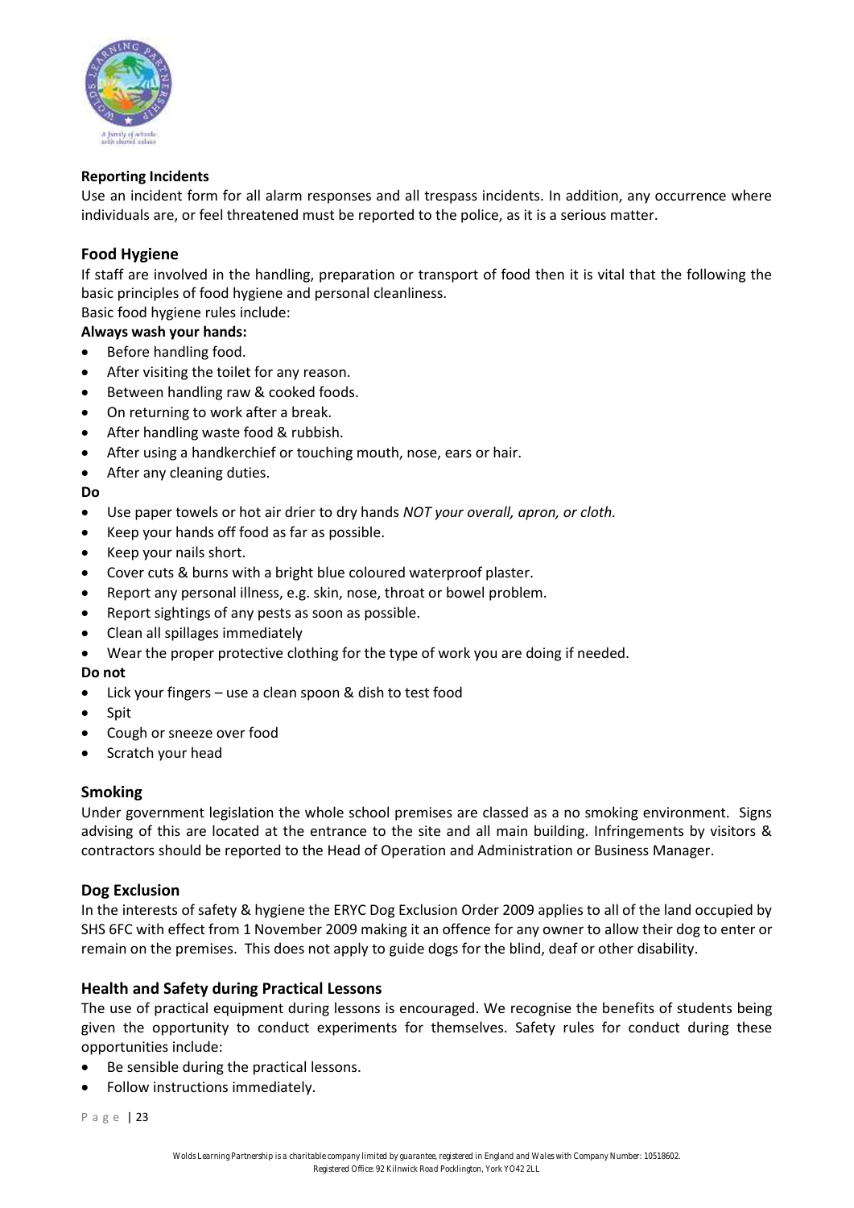**Reporting Incidents**

Use an incident form for all alarm responses and all trespass incidents. In addition, any occurrence where individuals are, or feel threatened must be reported to the police, as it is a serious matter.

## Food Hygiene

If staff are involved in the handling, preparation or transport of food then it is vital that the following the basic principles of food hygiene and personal cleanliness.

Basic food hygiene rules include:

**Always wash your hands:**

- Before handling food.
- After visiting the toilet for any reason.
- Between handling raw & cooked foods.
- On returning to work after a break.
- After handling waste food & rubbish.
- After using a handkerchief or touching mouth, nose, ears or hair.
- After any cleaning duties.

**Do**

- Use paper towels or hot air drier to dry hands *NOT your overall, apron, or cloth.*
- Keep your hands off food as far as possible.
- Keep your nails short.
- Cover cuts & burns with a bright blue coloured waterproof plaster.
- Report any personal illness, e.g. skin, nose, throat or bowel problem.
- Report sightings of any pests as soon as possible.
- Clean all spillages immediately
- Wear the proper protective clothing for the type of work you are doing if needed.

**Do not**

- Lick your fingers – use a clean spoon & dish to test food
- Spit
- Cough or sneeze over food
- Scratch your head

## Smoking

Under government legislation the whole school premises are classed as a no smoking environment. Signs advising of this are located at the entrance to the site and all main building. Infringements by visitors & contractors should be reported to the Head of Operation and Administration or Business Manager.

## Dog Exclusion

In the interests of safety & hygiene the ERYC Dog Exclusion Order 2009 applies to all of the land occupied by SHS 6FC with effect from 1 November 2009 making it an offence for any owner to allow their dog to enter or remain on the premises. This does not apply to guide dogs for the blind, deaf or other disability.

## Health and Safety during Practical Lessons

The use of practical equipment during lessons is encouraged. We recognise the benefits of students being given the opportunity to conduct experiments for themselves. Safety rules for conduct during these opportunities include:

- Be sensible during the practical lessons.
- Follow instructions immediately.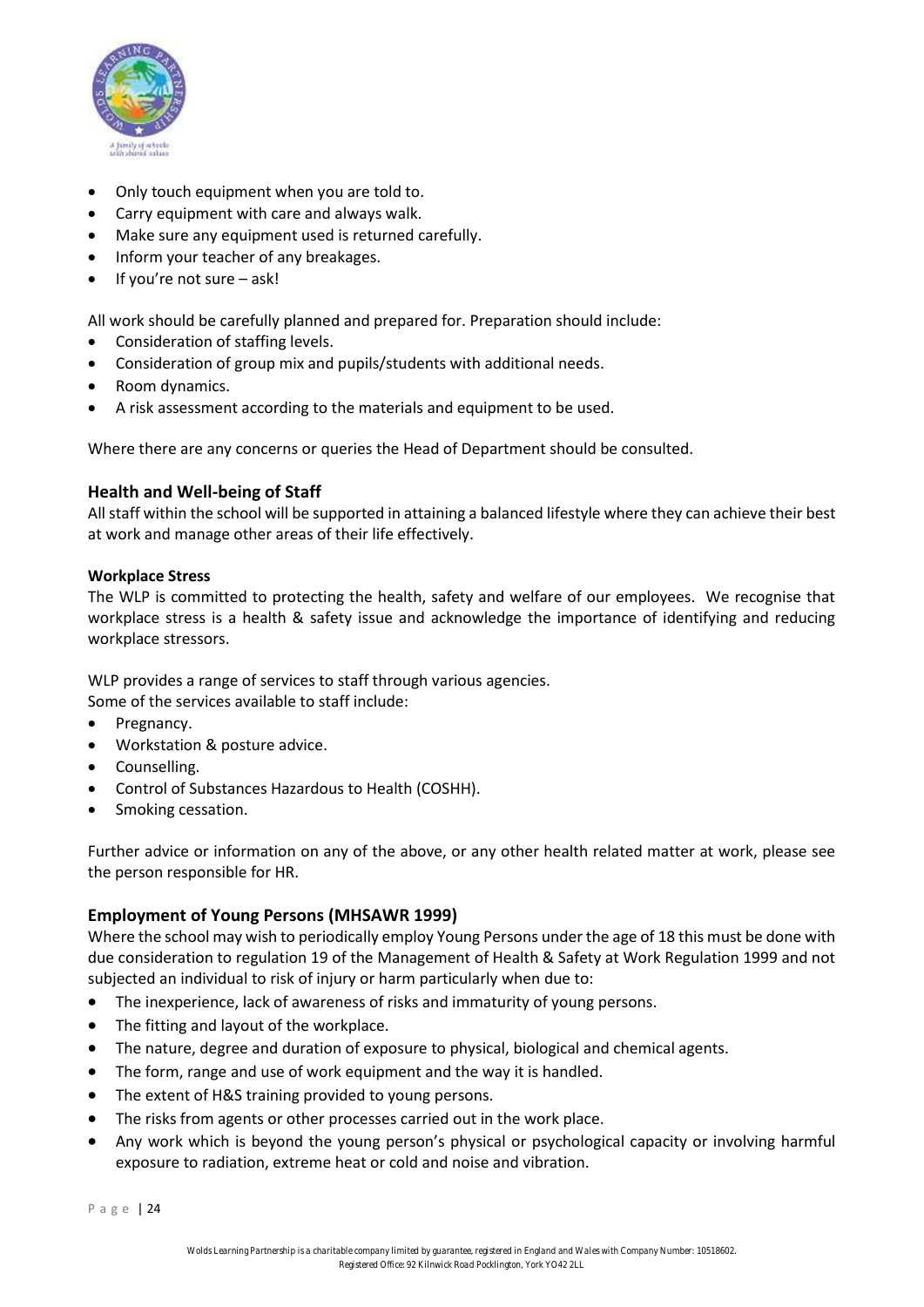- Only touch equipment when you are told to.
- Carry equipment with care and always walk.
- Make sure any equipment used is returned carefully.
- Inform your teacher of any breakages.
- If you're not sure – ask!

All work should be carefully planned and prepared for. Preparation should include:

- Consideration of staffing levels.
- Consideration of group mix and pupils/students with additional needs.
- Room dynamics.
- A risk assessment according to the materials and equipment to be used.

Where there are any concerns or queries the Head of Department should be consulted.

### Health and Well-being of Staff

All staff within the school will be supported in attaining a balanced lifestyle where they can achieve their best at work and manage other areas of their life effectively.

#### Workplace Stress

The WLP is committed to protecting the health, safety and welfare of our employees. We recognise that workplace stress is a health & safety issue and acknowledge the importance of identifying and reducing workplace stressors.

WLP provides a range of services to staff through various agencies.
Some of the services available to staff include:

- Pregnancy.
- Workstation & posture advice.
- Counselling.
- Control of Substances Hazardous to Health (COSHH).
- Smoking cessation.

Further advice or information on any of the above, or any other health related matter at work, please see the person responsible for HR.

### Employment of Young Persons (MHSAWR 1999)

Where the school may wish to periodically employ Young Persons under the age of 18 this must be done with due consideration to regulation 19 of the Management of Health & Safety at Work Regulation 1999 and not subjected an individual to risk of injury or harm particularly when due to:

- The inexperience, lack of awareness of risks and immaturity of young persons.
- The fitting and layout of the workplace.
- The nature, degree and duration of exposure to physical, biological and chemical agents.
- The form, range and use of work equipment and the way it is handled.
- The extent of H&S training provided to young persons.
- The risks from agents or other processes carried out in the work place.
- Any work which is beyond the young person's physical or psychological capacity or involving harmful exposure to radiation, extreme heat or cold and noise and vibration.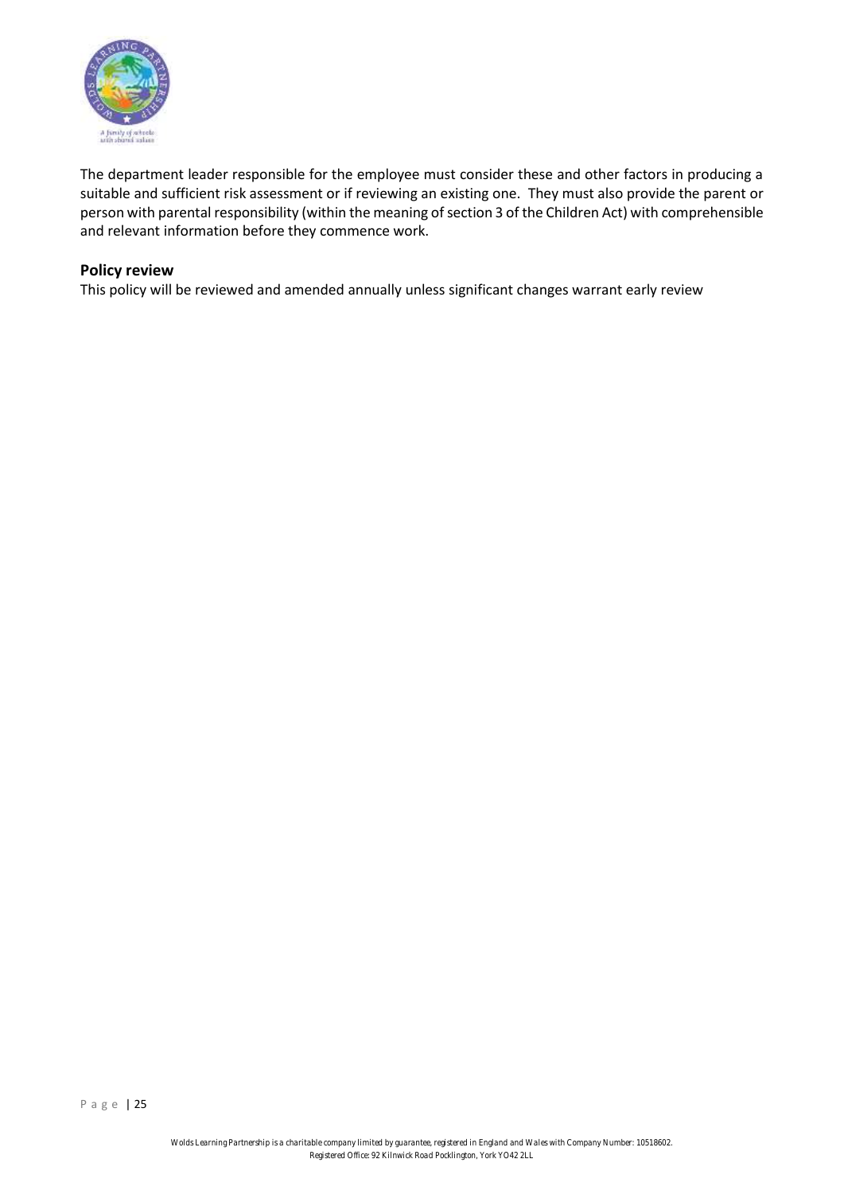The department leader responsible for the employee must consider these and other factors in producing a suitable and sufficient risk assessment or if reviewing an existing one. They must also provide the parent or person with parental responsibility (within the meaning of section 3 of the Children Act) with comprehensible and relevant information before they commence work.

## Policy review

This policy will be reviewed and amended annually unless significant changes warrant early review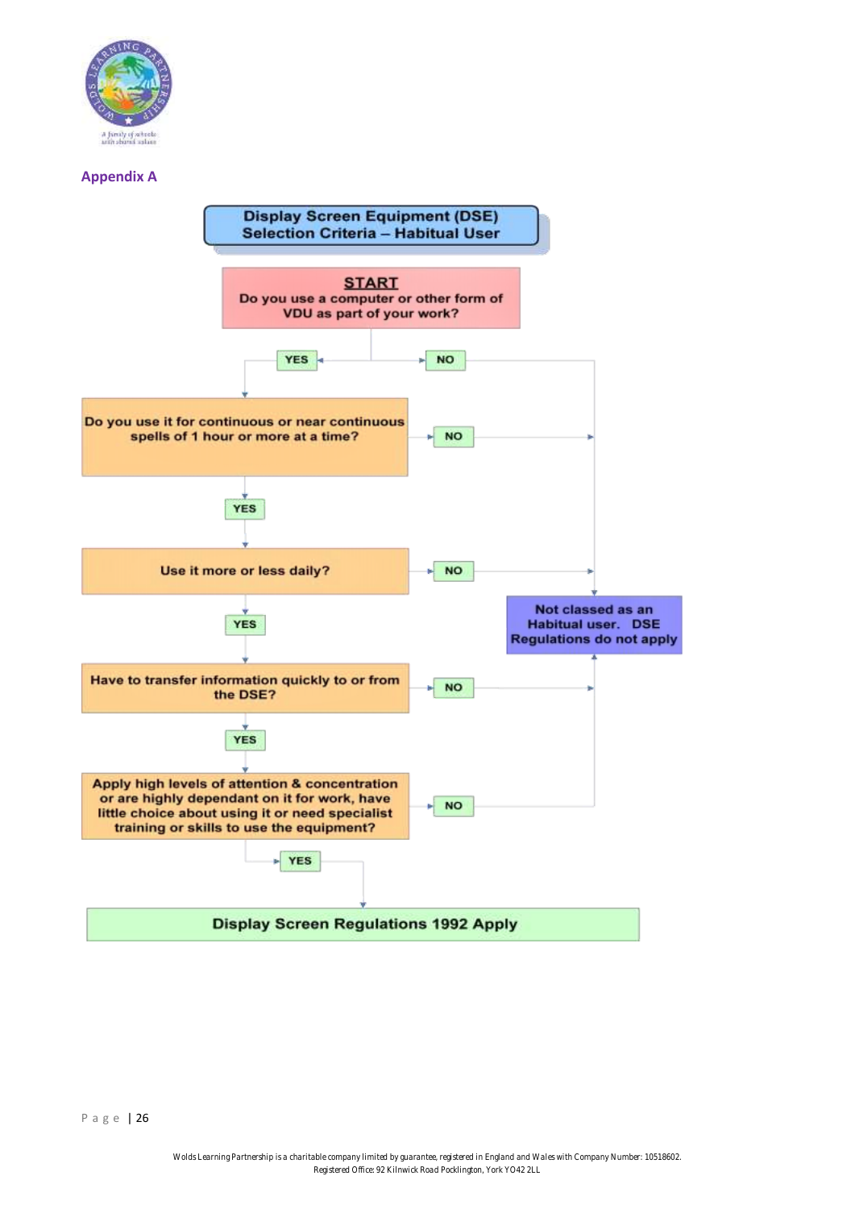## Appendix A

**Display Screen Equipment (DSE) Selection Criteria – Habitual User**

**START**
Do you use a computer or other form of VDU as part of your work?

YES

NO

Do you use it for continuous or near continuous spells of 1 hour or more at a time?

NO

YES

Use it more or less daily?

NO

YES

Not classed as an Habitual user. DSE Regulations do not apply

Have to transfer information quickly to or from the DSE?

NO

YES

Apply high levels of attention & concentration or are highly dependant on it for work, have little choice about using it or need specialist training or skills to use the equipment?

NO

YES

Display Screen Regulations 1992 Apply

Wolds Learning Partnership is a charitable company limited by guarantee, registered in England and Wales with Company Number: 10518602.
Registered Office: 92 Kilnwick Road Pocklington, York YO42 2LL